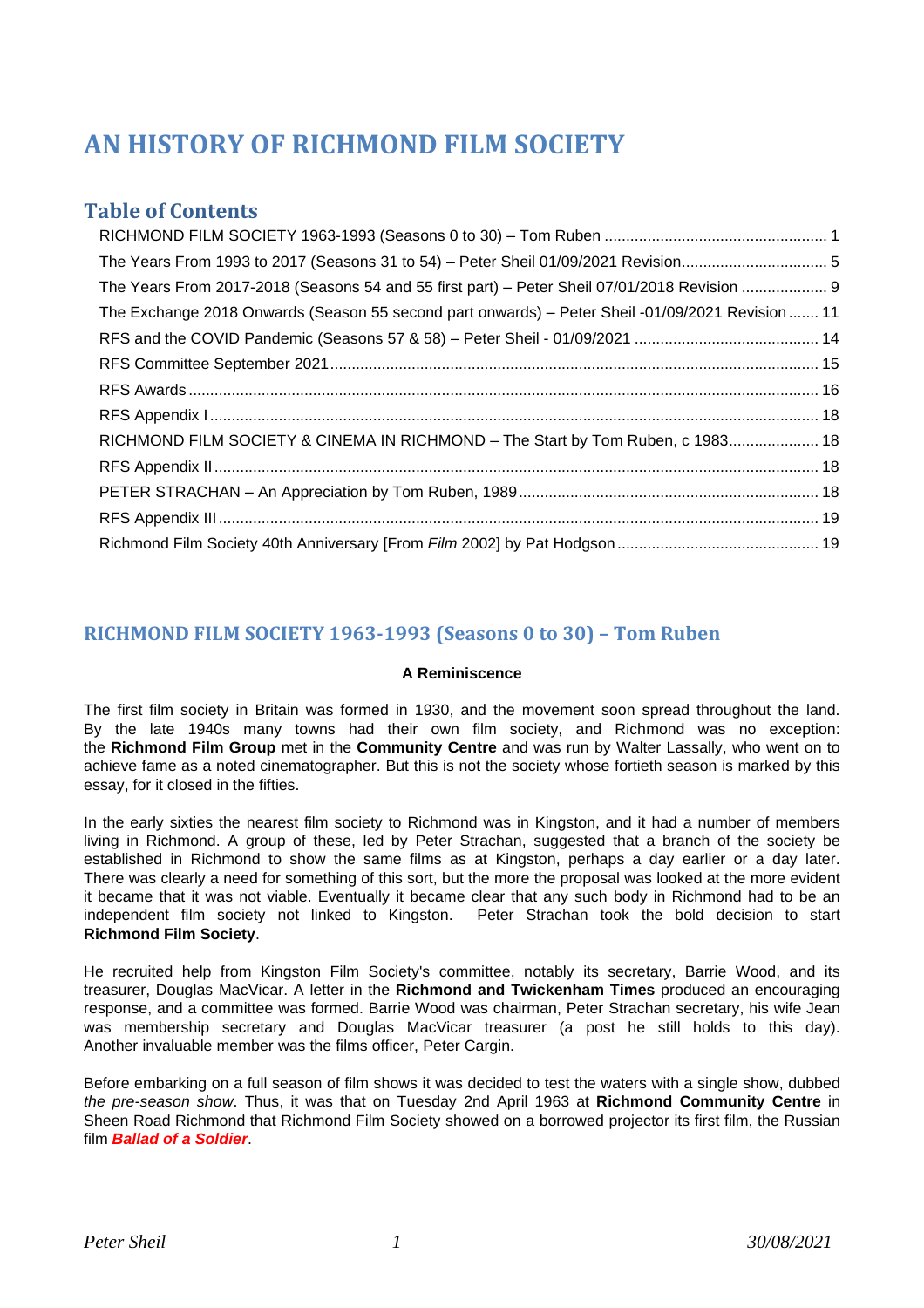# AN HISTORY OF RICHMOND FILM SOCIETY

## Table of Contents

RICHMOND FILM SOCIETY 1963-1993 (Seasons 0 to 30) – Tom Ruben .................................................... 1
The Years From 1993 to 2017 (Seasons 31 to 54) – Peter Sheil 01/09/2021 Revision.................................. 5
The Years From 2017-2018 (Seasons 54 and 55 first part) – Peter Sheil 07/01/2018 Revision .................... 9
The Exchange 2018 Onwards (Season 55 second part onwards) – Peter Sheil -01/09/2021 Revision ....... 11
RFS and the COVID Pandemic (Seasons 57 & 58) – Peter Sheil - 01/09/2021 ........................................... 14
RFS Committee September 2021.................................................................................................... 15
RFS Awards................................................................................................................................... 16
RFS Appendix I............................................................................................................................. 18
RICHMOND FILM SOCIETY & CINEMA IN RICHMOND – The Start by Tom Ruben, c 1983..................... 18
RFS Appendix II............................................................................................................................ 18
PETER STRACHAN – An Appreciation by Tom Ruben, 1989...................................................................... 18
RFS Appendix III........................................................................................................................... 19
Richmond Film Society 40th Anniversary [From *Film* 2002] by Pat Hodgson............................................... 19

## RICHMOND FILM SOCIETY 1963-1993 (Seasons 0 to 30) – Tom Ruben

**A Reminiscence**

The first film society in Britain was formed in 1930, and the movement soon spread throughout the land. By the late 1940s many towns had their own film society, and Richmond was no exception: the **Richmond Film Group** met in the **Community Centre** and was run by Walter Lassally, who went on to achieve fame as a noted cinematographer. But this is not the society whose fortieth season is marked by this essay, for it closed in the fifties.

In the early sixties the nearest film society to Richmond was in Kingston, and it had a number of members living in Richmond. A group of these, led by Peter Strachan, suggested that a branch of the society be established in Richmond to show the same films as at Kingston, perhaps a day earlier or a day later. There was clearly a need for something of this sort, but the more the proposal was looked at the more evident it became that it was not viable. Eventually it became clear that any such body in Richmond had to be an independent film society not linked to Kingston. Peter Strachan took the bold decision to start **Richmond Film Society**.

He recruited help from Kingston Film Society's committee, notably its secretary, Barrie Wood, and its treasurer, Douglas MacVicar. A letter in the **Richmond and Twickenham Times** produced an encouraging response, and a committee was formed. Barrie Wood was chairman, Peter Strachan secretary, his wife Jean was membership secretary and Douglas MacVicar treasurer (a post he still holds to this day). Another invaluable member was the films officer, Peter Cargin.

Before embarking on a full season of film shows it was decided to test the waters with a single show, dubbed *the pre-season show*. Thus, it was that on Tuesday 2nd April 1963 at **Richmond Community Centre** in Sheen Road Richmond that Richmond Film Society showed on a borrowed projector its first film, the Russian film ***Ballad of a Soldier***.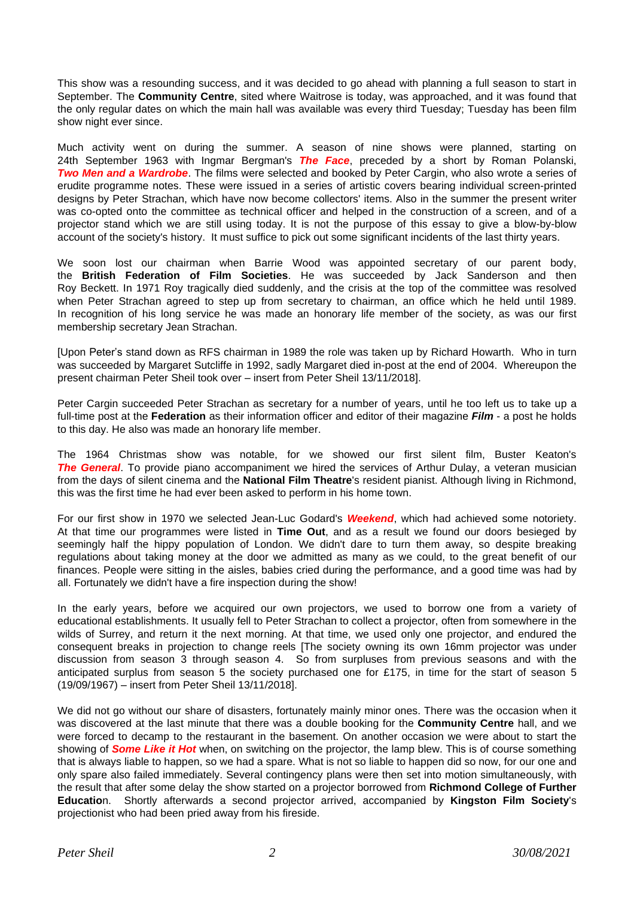This show was a resounding success, and it was decided to go ahead with planning a full season to start in September. The **Community Centre**, sited where Waitrose is today, was approached, and it was found that the only regular dates on which the main hall was available was every third Tuesday; Tuesday has been film show night ever since.

Much activity went on during the summer. A season of nine shows were planned, starting on 24th September 1963 with Ingmar Bergman's ***The Face***, preceded by a short by Roman Polanski, ***Two Men and a Wardrobe***. The films were selected and booked by Peter Cargin, who also wrote a series of erudite programme notes. These were issued in a series of artistic covers bearing individual screen-printed designs by Peter Strachan, which have now become collectors' items. Also in the summer the present writer was co-opted onto the committee as technical officer and helped in the construction of a screen, and of a projector stand which we are still using today. It is not the purpose of this essay to give a blow-by-blow account of the society's history. It must suffice to pick out some significant incidents of the last thirty years.

We soon lost our chairman when Barrie Wood was appointed secretary of our parent body, the **British Federation of Film Societies**. He was succeeded by Jack Sanderson and then Roy Beckett. In 1971 Roy tragically died suddenly, and the crisis at the top of the committee was resolved when Peter Strachan agreed to step up from secretary to chairman, an office which he held until 1989. In recognition of his long service he was made an honorary life member of the society, as was our first membership secretary Jean Strachan.

[Upon Peter's stand down as RFS chairman in 1989 the role was taken up by Richard Howarth. Who in turn was succeeded by Margaret Sutcliffe in 1992, sadly Margaret died in-post at the end of 2004. Whereupon the present chairman Peter Sheil took over – insert from Peter Sheil 13/11/2018].

Peter Cargin succeeded Peter Strachan as secretary for a number of years, until he too left us to take up a full-time post at the **Federation** as their information officer and editor of their magazine ***Film*** - a post he holds to this day. He also was made an honorary life member.

The 1964 Christmas show was notable, for we showed our first silent film, Buster Keaton's ***The General***. To provide piano accompaniment we hired the services of Arthur Dulay, a veteran musician from the days of silent cinema and the **National Film Theatre**'s resident pianist. Although living in Richmond, this was the first time he had ever been asked to perform in his home town.

For our first show in 1970 we selected Jean-Luc Godard's ***Weekend***, which had achieved some notoriety. At that time our programmes were listed in **Time Out**, and as a result we found our doors besieged by seemingly half the hippy population of London. We didn't dare to turn them away, so despite breaking regulations about taking money at the door we admitted as many as we could, to the great benefit of our finances. People were sitting in the aisles, babies cried during the performance, and a good time was had by all. Fortunately we didn't have a fire inspection during the show!

In the early years, before we acquired our own projectors, we used to borrow one from a variety of educational establishments. It usually fell to Peter Strachan to collect a projector, often from somewhere in the wilds of Surrey, and return it the next morning. At that time, we used only one projector, and endured the consequent breaks in projection to change reels [The society owning its own 16mm projector was under discussion from season 3 through season 4. So from surpluses from previous seasons and with the anticipated surplus from season 5 the society purchased one for £175, in time for the start of season 5 (19/09/1967) – insert from Peter Sheil 13/11/2018].

We did not go without our share of disasters, fortunately mainly minor ones. There was the occasion when it was discovered at the last minute that there was a double booking for the **Community Centre** hall, and we were forced to decamp to the restaurant in the basement. On another occasion we were about to start the showing of ***Some Like it Hot*** when, on switching on the projector, the lamp blew. This is of course something that is always liable to happen, so we had a spare. What is not so liable to happen did so now, for our one and only spare also failed immediately. Several contingency plans were then set into motion simultaneously, with the result that after some delay the show started on a projector borrowed from **Richmond College of Further Education**. Shortly afterwards a second projector arrived, accompanied by **Kingston Film Society**'s projectionist who had been pried away from his fireside.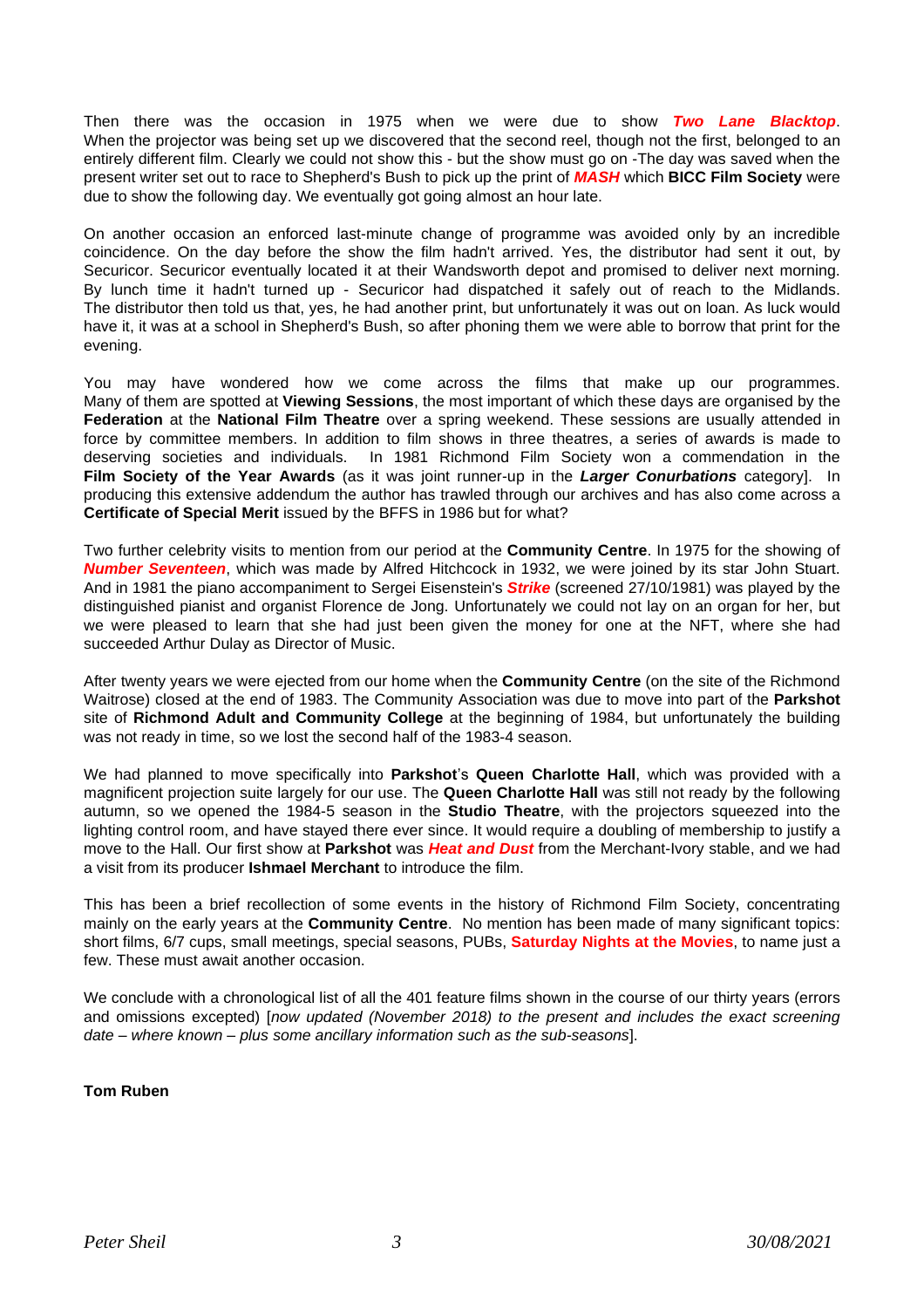Then there was the occasion in 1975 when we were due to show ***Two Lane Blacktop***. When the projector was being set up we discovered that the second reel, though not the first, belonged to an entirely different film. Clearly we could not show this - but the show must go on -The day was saved when the present writer set out to race to Shepherd's Bush to pick up the print of ***MASH*** which **BICC Film Society** were due to show the following day. We eventually got going almost an hour late.

On another occasion an enforced last-minute change of programme was avoided only by an incredible coincidence. On the day before the show the film hadn't arrived. Yes, the distributor had sent it out, by Securicor. Securicor eventually located it at their Wandsworth depot and promised to deliver next morning. By lunch time it hadn't turned up - Securicor had dispatched it safely out of reach to the Midlands. The distributor then told us that, yes, he had another print, but unfortunately it was out on loan. As luck would have it, it was at a school in Shepherd's Bush, so after phoning them we were able to borrow that print for the evening.

You may have wondered how we come across the films that make up our programmes. Many of them are spotted at **Viewing Sessions**, the most important of which these days are organised by the **Federation** at the **National Film Theatre** over a spring weekend. These sessions are usually attended in force by committee members. In addition to film shows in three theatres, a series of awards is made to deserving societies and individuals. In 1981 Richmond Film Society won a commendation in the **Film Society of the Year Awards** (as it was joint runner-up in the ***Larger Conurbations*** category]. In producing this extensive addendum the author has trawled through our archives and has also come across a **Certificate of Special Merit** issued by the BFFS in 1986 but for what?

Two further celebrity visits to mention from our period at the **Community Centre**. In 1975 for the showing of ***Number Seventeen***, which was made by Alfred Hitchcock in 1932, we were joined by its star John Stuart. And in 1981 the piano accompaniment to Sergei Eisenstein's ***Strike*** (screened 27/10/1981) was played by the distinguished pianist and organist Florence de Jong. Unfortunately we could not lay on an organ for her, but we were pleased to learn that she had just been given the money for one at the NFT, where she had succeeded Arthur Dulay as Director of Music.

After twenty years we were ejected from our home when the **Community Centre** (on the site of the Richmond Waitrose) closed at the end of 1983. The Community Association was due to move into part of the **Parkshot** site of **Richmond Adult and Community College** at the beginning of 1984, but unfortunately the building was not ready in time, so we lost the second half of the 1983-4 season.

We had planned to move specifically into **Parkshot**'s **Queen Charlotte Hall**, which was provided with a magnificent projection suite largely for our use. The **Queen Charlotte Hall** was still not ready by the following autumn, so we opened the 1984-5 season in the **Studio Theatre**, with the projectors squeezed into the lighting control room, and have stayed there ever since. It would require a doubling of membership to justify a move to the Hall. Our first show at **Parkshot** was ***Heat and Dust*** from the Merchant-Ivory stable, and we had a visit from its producer **Ishmael Merchant** to introduce the film.

This has been a brief recollection of some events in the history of Richmond Film Society, concentrating mainly on the early years at the **Community Centre**. No mention has been made of many significant topics: short films, 6/7 cups, small meetings, special seasons, PUBs, **Saturday Nights at the Movies**, to name just a few. These must await another occasion.

We conclude with a chronological list of all the 401 feature films shown in the course of our thirty years (errors and omissions excepted) [*now updated (November 2018) to the present and includes the exact screening date – where known – plus some ancillary information such as the sub-seasons*].

**Tom Ruben**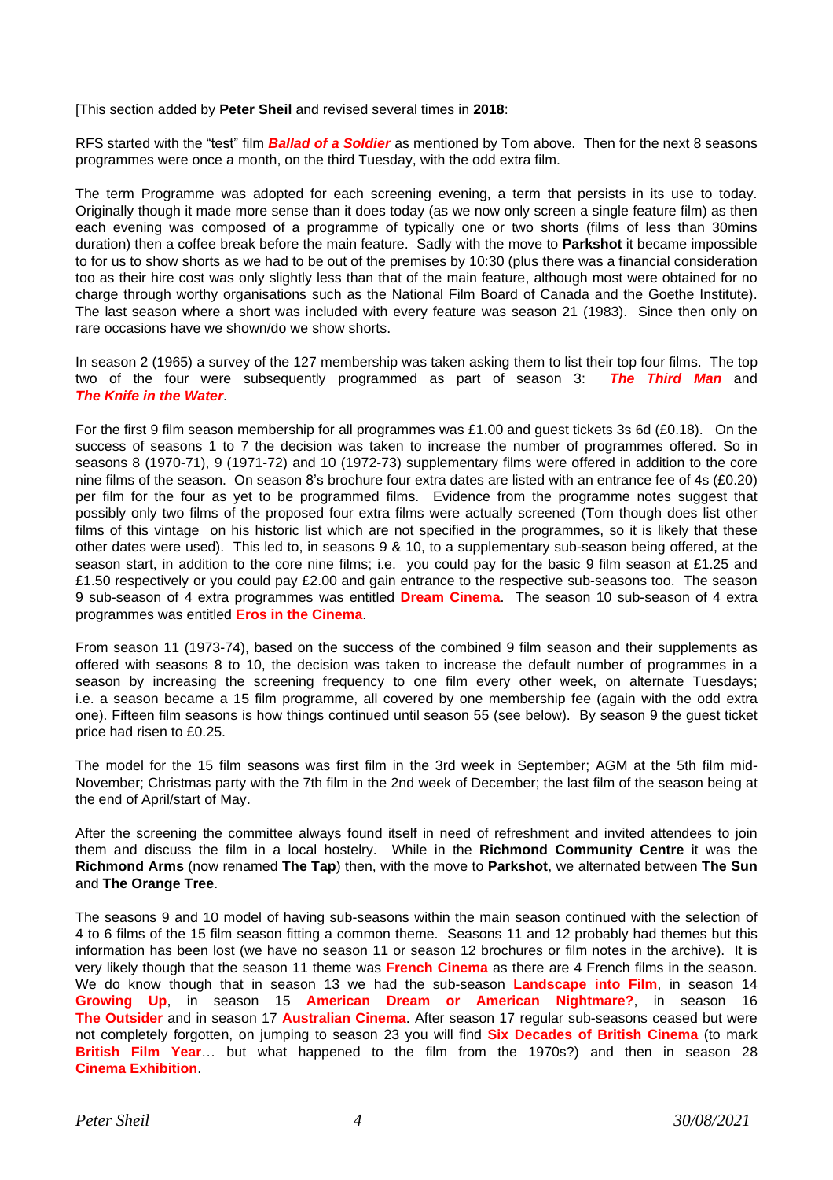[This section added by **Peter Sheil** and revised several times in **2018**:

RFS started with the “test” film ***Ballad of a Soldier*** as mentioned by Tom above. Then for the next 8 seasons programmes were once a month, on the third Tuesday, with the odd extra film.

The term Programme was adopted for each screening evening, a term that persists in its use to today. Originally though it made more sense than it does today (as we now only screen a single feature film) as then each evening was composed of a programme of typically one or two shorts (films of less than 30mins duration) then a coffee break before the main feature. Sadly with the move to **Parkshot** it became impossible to for us to show shorts as we had to be out of the premises by 10:30 (plus there was a financial consideration too as their hire cost was only slightly less than that of the main feature, although most were obtained for no charge through worthy organisations such as the National Film Board of Canada and the Goethe Institute). The last season where a short was included with every feature was season 21 (1983). Since then only on rare occasions have we shown/do we show shorts.

In season 2 (1965) a survey of the 127 membership was taken asking them to list their top four films. The top two of the four were subsequently programmed as part of season 3: ***The Third Man*** and ***The Knife in the Water***.

For the first 9 film season membership for all programmes was £1.00 and guest tickets 3s 6d (£0.18). On the success of seasons 1 to 7 the decision was taken to increase the number of programmes offered. So in seasons 8 (1970-71), 9 (1971-72) and 10 (1972-73) supplementary films were offered in addition to the core nine films of the season. On season 8’s brochure four extra dates are listed with an entrance fee of 4s (£0.20) per film for the four as yet to be programmed films. Evidence from the programme notes suggest that possibly only two films of the proposed four extra films were actually screened (Tom though does list other films of this vintage on his historic list which are not specified in the programmes, so it is likely that these other dates were used). This led to, in seasons 9 & 10, to a supplementary sub-season being offered, at the season start, in addition to the core nine films; i.e. you could pay for the basic 9 film season at £1.25 and £1.50 respectively or you could pay £2.00 and gain entrance to the respective sub-seasons too. The season 9 sub-season of 4 extra programmes was entitled **Dream Cinema**. The season 10 sub-season of 4 extra programmes was entitled **Eros in the Cinema**.

From season 11 (1973-74), based on the success of the combined 9 film season and their supplements as offered with seasons 8 to 10, the decision was taken to increase the default number of programmes in a season by increasing the screening frequency to one film every other week, on alternate Tuesdays; i.e. a season became a 15 film programme, all covered by one membership fee (again with the odd extra one). Fifteen film seasons is how things continued until season 55 (see below). By season 9 the guest ticket price had risen to £0.25.

The model for the 15 film seasons was first film in the 3rd week in September; AGM at the 5th film mid-November; Christmas party with the 7th film in the 2nd week of December; the last film of the season being at the end of April/start of May.

After the screening the committee always found itself in need of refreshment and invited attendees to join them and discuss the film in a local hostelry. While in the **Richmond Community Centre** it was the **Richmond Arms** (now renamed **The Tap**) then, with the move to **Parkshot**, we alternated between **The Sun** and **The Orange Tree**.

The seasons 9 and 10 model of having sub-seasons within the main season continued with the selection of 4 to 6 films of the 15 film season fitting a common theme. Seasons 11 and 12 probably had themes but this information has been lost (we have no season 11 or season 12 brochures or film notes in the archive). It is very likely though that the season 11 theme was **French Cinema** as there are 4 French films in the season. We do know though that in season 13 we had the sub-season **Landscape into Film**, in season 14 **Growing Up**, in season 15 **American Dream or American Nightmare?**, in season 16 **The Outsider** and in season 17 **Australian Cinema**. After season 17 regular sub-seasons ceased but were not completely forgotten, on jumping to season 23 you will find **Six Decades of British Cinema** (to mark **British Film Year**… but what happened to the film from the 1970s?) and then in season 28 **Cinema Exhibition**.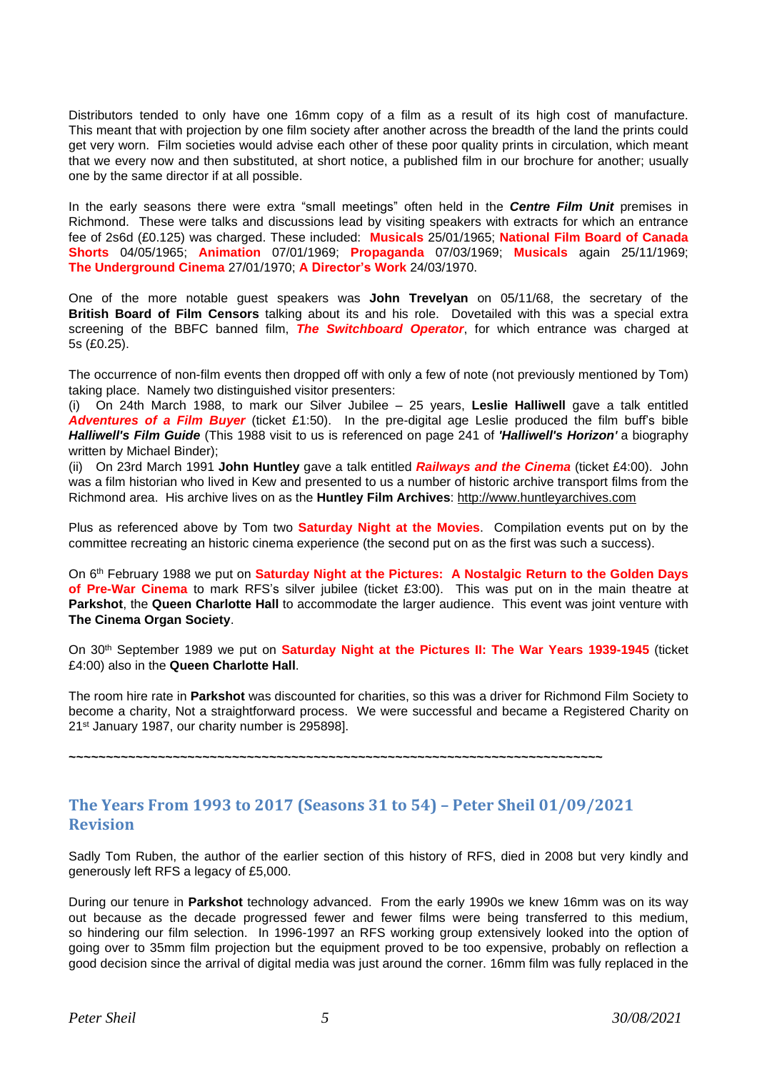Distributors tended to only have one 16mm copy of a film as a result of its high cost of manufacture. This meant that with projection by one film society after another across the breadth of the land the prints could get very worn. Film societies would advise each other of these poor quality prints in circulation, which meant that we every now and then substituted, at short notice, a published film in our brochure for another; usually one by the same director if at all possible.

In the early seasons there were extra "small meetings" often held in the ***Centre Film Unit*** premises in Richmond. These were talks and discussions lead by visiting speakers with extracts for which an entrance fee of 2s6d (£0.125) was charged. These included: **Musicals** 25/01/1965; **National Film Board of Canada Shorts** 04/05/1965; **Animation** 07/01/1969; **Propaganda** 07/03/1969; **Musicals** again 25/11/1969; **The Underground Cinema** 27/01/1970; **A Director's Work** 24/03/1970.

One of the more notable guest speakers was **John Trevelyan** on 05/11/68, the secretary of the **British Board of Film Censors** talking about its and his role. Dovetailed with this was a special extra screening of the BBFC banned film, ***The Switchboard Operator***, for which entrance was charged at 5s (£0.25).

The occurrence of non-film events then dropped off with only a few of note (not previously mentioned by Tom) taking place. Namely two distinguished visitor presenters:

(i) On 24th March 1988, to mark our Silver Jubilee – 25 years, **Leslie Halliwell** gave a talk entitled ***Adventures of a Film Buyer*** (ticket £1:50). In the pre-digital age Leslie produced the film buff's bible ***Halliwell's Film Guide*** (This 1988 visit to us is referenced on page 241 of ***'Halliwell's Horizon'*** a biography written by Michael Binder);

(ii) On 23rd March 1991 **John Huntley** gave a talk entitled ***Railways and the Cinema*** (ticket £4:00). John was a film historian who lived in Kew and presented to us a number of historic archive transport films from the Richmond area. His archive lives on as the **Huntley Film Archives**: http://www.huntleyarchives.com

Plus as referenced above by Tom two **Saturday Night at the Movies**. Compilation events put on by the committee recreating an historic cinema experience (the second put on as the first was such a success).

On 6th February 1988 we put on **Saturday Night at the Pictures: A Nostalgic Return to the Golden Days of Pre-War Cinema** to mark RFS's silver jubilee (ticket £3:00). This was put on in the main theatre at **Parkshot**, the **Queen Charlotte Hall** to accommodate the larger audience. This event was joint venture with **The Cinema Organ Society**.

On 30th September 1989 we put on **Saturday Night at the Pictures II: The War Years 1939-1945** (ticket £4:00) also in the **Queen Charlotte Hall**.

The room hire rate in **Parkshot** was discounted for charities, so this was a driver for Richmond Film Society to become a charity, Not a straightforward process. We were successful and became a Registered Charity on 21st January 1987, our charity number is 295898].

~~~~~~~~~~~~~~~~~~~~~~~~~~~~~~~~~~~~~~~~~~~~~~~~~~~~~~~~~~~~~~~~~~~~~~~~~~~~

## The Years From 1993 to 2017 (Seasons 31 to 54) – Peter Sheil 01/09/2021 Revision

Sadly Tom Ruben, the author of the earlier section of this history of RFS, died in 2008 but very kindly and generously left RFS a legacy of £5,000.

During our tenure in **Parkshot** technology advanced. From the early 1990s we knew 16mm was on its way out because as the decade progressed fewer and fewer films were being transferred to this medium, so hindering our film selection. In 1996-1997 an RFS working group extensively looked into the option of going over to 35mm film projection but the equipment proved to be too expensive, probably on reflection a good decision since the arrival of digital media was just around the corner. 16mm film was fully replaced in the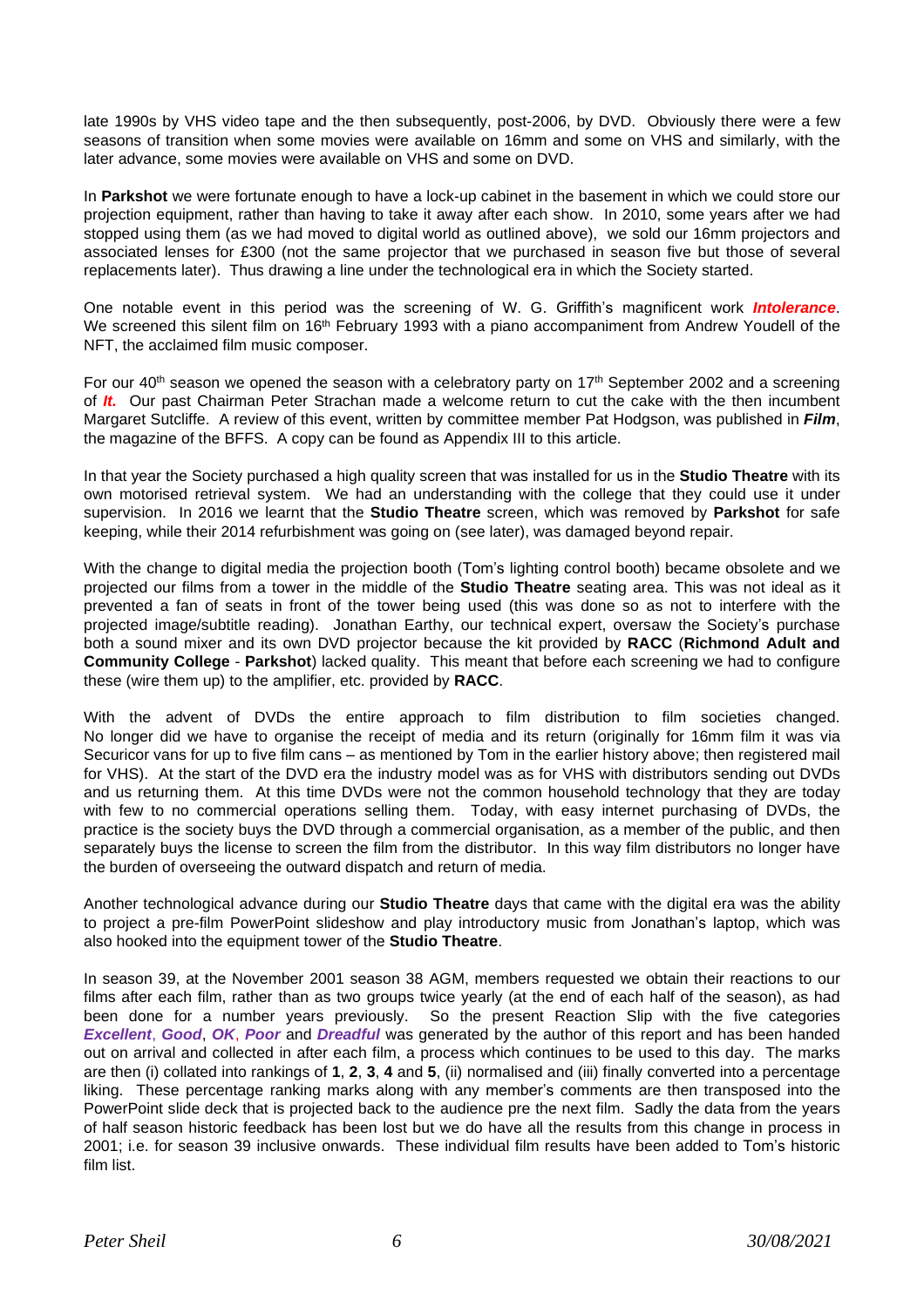late 1990s by VHS video tape and the then subsequently, post-2006, by DVD. Obviously there were a few seasons of transition when some movies were available on 16mm and some on VHS and similarly, with the later advance, some movies were available on VHS and some on DVD.

In **Parkshot** we were fortunate enough to have a lock-up cabinet in the basement in which we could store our projection equipment, rather than having to take it away after each show. In 2010, some years after we had stopped using them (as we had moved to digital world as outlined above), we sold our 16mm projectors and associated lenses for £300 (not the same projector that we purchased in season five but those of several replacements later). Thus drawing a line under the technological era in which the Society started.

One notable event in this period was the screening of W. G. Griffith's magnificent work ***Intolerance***. We screened this silent film on 16th February 1993 with a piano accompaniment from Andrew Youdell of the NFT, the acclaimed film music composer.

For our 40th season we opened the season with a celebratory party on 17th September 2002 and a screening of ***It.*** Our past Chairman Peter Strachan made a welcome return to cut the cake with the then incumbent Margaret Sutcliffe. A review of this event, written by committee member Pat Hodgson, was published in ***Film***, the magazine of the BFFS. A copy can be found as Appendix III to this article.

In that year the Society purchased a high quality screen that was installed for us in the **Studio Theatre** with its own motorised retrieval system. We had an understanding with the college that they could use it under supervision. In 2016 we learnt that the **Studio Theatre** screen, which was removed by **Parkshot** for safe keeping, while their 2014 refurbishment was going on (see later), was damaged beyond repair.

With the change to digital media the projection booth (Tom's lighting control booth) became obsolete and we projected our films from a tower in the middle of the **Studio Theatre** seating area. This was not ideal as it prevented a fan of seats in front of the tower being used (this was done so as not to interfere with the projected image/subtitle reading). Jonathan Earthy, our technical expert, oversaw the Society's purchase both a sound mixer and its own DVD projector because the kit provided by **RACC** (**Richmond Adult and Community College** - **Parkshot**) lacked quality. This meant that before each screening we had to configure these (wire them up) to the amplifier, etc. provided by **RACC**.

With the advent of DVDs the entire approach to film distribution to film societies changed. No longer did we have to organise the receipt of media and its return (originally for 16mm film it was via Securicor vans for up to five film cans – as mentioned by Tom in the earlier history above; then registered mail for VHS). At the start of the DVD era the industry model was as for VHS with distributors sending out DVDs and us returning them. At this time DVDs were not the common household technology that they are today with few to no commercial operations selling them. Today, with easy internet purchasing of DVDs, the practice is the society buys the DVD through a commercial organisation, as a member of the public, and then separately buys the license to screen the film from the distributor. In this way film distributors no longer have the burden of overseeing the outward dispatch and return of media.

Another technological advance during our **Studio Theatre** days that came with the digital era was the ability to project a pre-film PowerPoint slideshow and play introductory music from Jonathan's laptop, which was also hooked into the equipment tower of the **Studio Theatre**.

In season 39, at the November 2001 season 38 AGM, members requested we obtain their reactions to our films after each film, rather than as two groups twice yearly (at the end of each half of the season), as had been done for a number years previously. So the present Reaction Slip with the five categories ***Excellent***, ***Good***, ***OK***, ***Poor*** and ***Dreadful*** was generated by the author of this report and has been handed out on arrival and collected in after each film, a process which continues to be used to this day. The marks are then (i) collated into rankings of **1**, **2**, **3**, **4** and **5**, (ii) normalised and (iii) finally converted into a percentage liking. These percentage ranking marks along with any member's comments are then transposed into the PowerPoint slide deck that is projected back to the audience pre the next film. Sadly the data from the years of half season historic feedback has been lost but we do have all the results from this change in process in 2001; i.e. for season 39 inclusive onwards. These individual film results have been added to Tom's historic film list.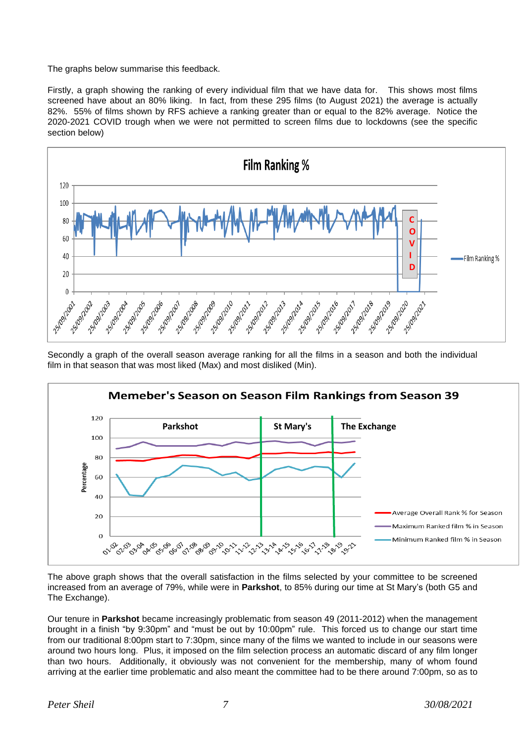The graphs below summarise this feedback.

Firstly, a graph showing the ranking of every individual film that we have data for. This shows most films screened have about an 80% liking. In fact, from these 295 films (to August 2021) the average is actually 82%. 55% of films shown by RFS achieve a ranking greater than or equal to the 82% average. Notice the 2020-2021 COVID trough when we were not permitted to screen films due to lockdowns (see the specific section below)

Secondly a graph of the overall season average ranking for all the films in a season and both the individual film in that season that was most liked (Max) and most disliked (Min).

The above graph shows that the overall satisfaction in the films selected by your committee to be screened increased from an average of 79%, while were in **Parkshot**, to 85% during our time at St Mary's (both G5 and The Exchange).

Our tenure in **Parkshot** became increasingly problematic from season 49 (2011-2012) when the management brought in a finish "by 9:30pm" and "must be out by 10:00pm" rule. This forced us to change our start time from our traditional 8:00pm start to 7:30pm, since many of the films we wanted to include in our seasons were around two hours long. Plus, it imposed on the film selection process an automatic discard of any film longer than two hours. Additionally, it obviously was not convenient for the membership, many of whom found arriving at the earlier time problematic and also meant the committee had to be there around 7:00pm, so as to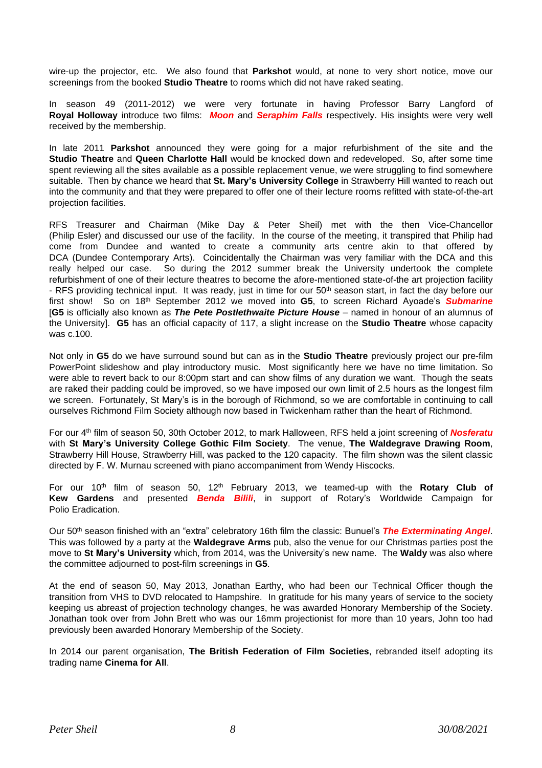wire-up the projector, etc. We also found that **Parkshot** would, at none to very short notice, move our screenings from the booked **Studio Theatre** to rooms which did not have raked seating.

In season 49 (2011-2012) we were very fortunate in having Professor Barry Langford of **Royal Holloway** introduce two films: ***Moon*** and ***Seraphim Falls*** respectively. His insights were very well received by the membership.

In late 2011 **Parkshot** announced they were going for a major refurbishment of the site and the **Studio Theatre** and **Queen Charlotte Hall** would be knocked down and redeveloped. So, after some time spent reviewing all the sites available as a possible replacement venue, we were struggling to find somewhere suitable. Then by chance we heard that **St. Mary's University College** in Strawberry Hill wanted to reach out into the community and that they were prepared to offer one of their lecture rooms refitted with state-of-the-art projection facilities.

RFS Treasurer and Chairman (Mike Day & Peter Sheil) met with the then Vice-Chancellor (Philip Esler) and discussed our use of the facility. In the course of the meeting, it transpired that Philip had come from Dundee and wanted to create a community arts centre akin to that offered by DCA (Dundee Contemporary Arts). Coincidentally the Chairman was very familiar with the DCA and this really helped our case. So during the 2012 summer break the University undertook the complete refurbishment of one of their lecture theatres to become the afore-mentioned state-of-the art projection facility - RFS providing technical input. It was ready, just in time for our 50th season start, in fact the day before our first show! So on 18th September 2012 we moved into **G5**, to screen Richard Ayoade's ***Submarine*** [**G5** is officially also known as ***The Pete Postlethwaite Picture House*** – named in honour of an alumnus of the University]. **G5** has an official capacity of 117, a slight increase on the **Studio Theatre** whose capacity was c.100.

Not only in **G5** do we have surround sound but can as in the **Studio Theatre** previously project our pre-film PowerPoint slideshow and play introductory music. Most significantly here we have no time limitation. So were able to revert back to our 8:00pm start and can show films of any duration we want. Though the seats are raked their padding could be improved, so we have imposed our own limit of 2.5 hours as the longest film we screen. Fortunately, St Mary's is in the borough of Richmond, so we are comfortable in continuing to call ourselves Richmond Film Society although now based in Twickenham rather than the heart of Richmond.

For our 4th film of season 50, 30th October 2012, to mark Halloween, RFS held a joint screening of ***Nosferatu*** with **St Mary's University College Gothic Film Society**. The venue, **The Waldegrave Drawing Room**, Strawberry Hill House, Strawberry Hill, was packed to the 120 capacity. The film shown was the silent classic directed by F. W. Murnau screened with piano accompaniment from Wendy Hiscocks.

For our 10th film of season 50, 12th February 2013, we teamed-up with the **Rotary Club of Kew Gardens** and presented ***Benda Bilili***, in support of Rotary's Worldwide Campaign for Polio Eradication.

Our 50th season finished with an "extra" celebratory 16th film the classic: Bunuel's ***The Exterminating Angel***. This was followed by a party at the **Waldegrave Arms** pub, also the venue for our Christmas parties post the move to **St Mary's University** which, from 2014, was the University's new name. The **Waldy** was also where the committee adjourned to post-film screenings in **G5**.

At the end of season 50, May 2013, Jonathan Earthy, who had been our Technical Officer though the transition from VHS to DVD relocated to Hampshire. In gratitude for his many years of service to the society keeping us abreast of projection technology changes, he was awarded Honorary Membership of the Society. Jonathan took over from John Brett who was our 16mm projectionist for more than 10 years, John too had previously been awarded Honorary Membership of the Society.

In 2014 our parent organisation, **The British Federation of Film Societies**, rebranded itself adopting its trading name **Cinema for All**.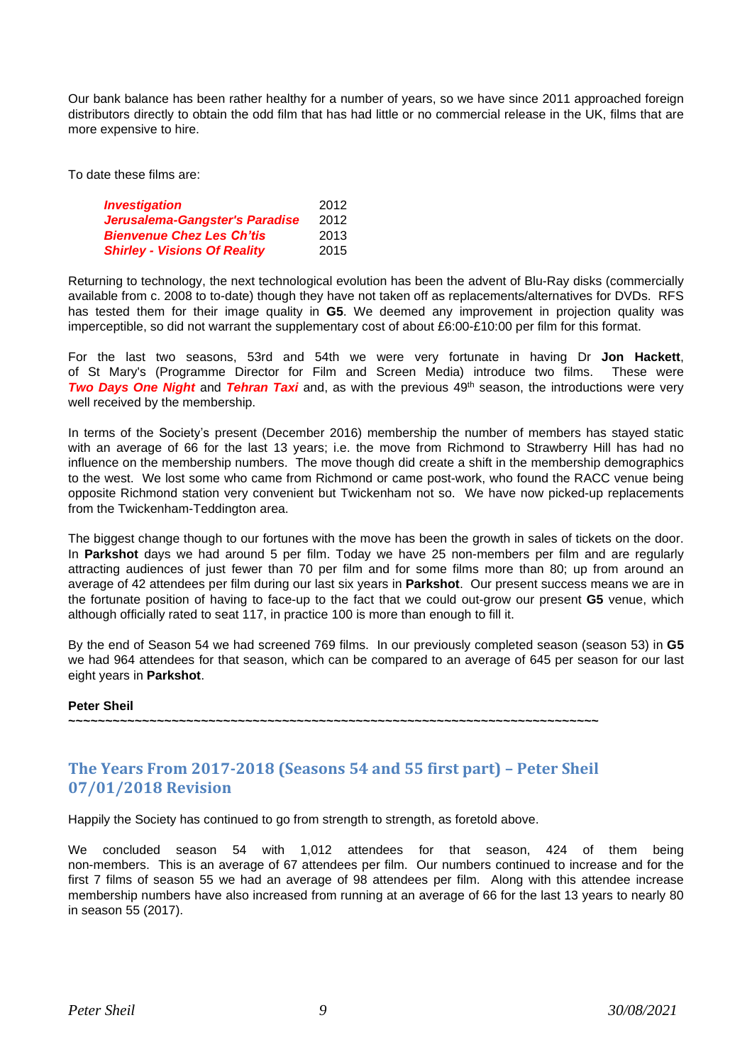Our bank balance has been rather healthy for a number of years, so we have since 2011 approached foreign distributors directly to obtain the odd film that has had little or no commercial release in the UK, films that are more expensive to hire.

To date these films are:

| | |
|---|---|
| ***Investigation*** | 2012 |
| ***Jerusalema-Gangster's Paradise*** | 2012 |
| ***Bienvenue Chez Les Ch'tis*** | 2013 |
| ***Shirley - Visions Of Reality*** | 2015 |

Returning to technology, the next technological evolution has been the advent of Blu-Ray disks (commercially available from c. 2008 to to-date) though they have not taken off as replacements/alternatives for DVDs. RFS has tested them for their image quality in **G5**. We deemed any improvement in projection quality was imperceptible, so did not warrant the supplementary cost of about £6:00-£10:00 per film for this format.

For the last two seasons, 53rd and 54th we were very fortunate in having Dr **Jon Hackett**, of St Mary's (Programme Director for Film and Screen Media) introduce two films. These were ***Two Days One Night*** and ***Tehran Taxi*** and, as with the previous 49th season, the introductions were very well received by the membership.

In terms of the Society's present (December 2016) membership the number of members has stayed static with an average of 66 for the last 13 years; i.e. the move from Richmond to Strawberry Hill has had no influence on the membership numbers. The move though did create a shift in the membership demographics to the west. We lost some who came from Richmond or came post-work, who found the RACC venue being opposite Richmond station very convenient but Twickenham not so. We have now picked-up replacements from the Twickenham-Teddington area.

The biggest change though to our fortunes with the move has been the growth in sales of tickets on the door. In **Parkshot** days we had around 5 per film. Today we have 25 non-members per film and are regularly attracting audiences of just fewer than 70 per film and for some films more than 80; up from around an average of 42 attendees per film during our last six years in **Parkshot**. Our present success means we are in the fortunate position of having to face-up to the fact that we could out-grow our present **G5** venue, which although officially rated to seat 117, in practice 100 is more than enough to fill it.

By the end of Season 54 we had screened 769 films. In our previously completed season (season 53) in **G5** we had 964 attendees for that season, which can be compared to an average of 645 per season for our last eight years in **Parkshot**.

**Peter Sheil**

~~~~~~~~~~~~~~~~~~~~~~~~~~~~~~~~~~~~~~~~~~~~~~~~~~~~~~~~~~~~~~~~~~~~~~~~

## The Years From 2017-2018 (Seasons 54 and 55 first part) – Peter Sheil 07/01/2018 Revision

Happily the Society has continued to go from strength to strength, as foretold above.

We concluded season 54 with 1,012 attendees for that season, 424 of them being non-members. This is an average of 67 attendees per film. Our numbers continued to increase and for the first 7 films of season 55 we had an average of 98 attendees per film. Along with this attendee increase membership numbers have also increased from running at an average of 66 for the last 13 years to nearly 80 in season 55 (2017).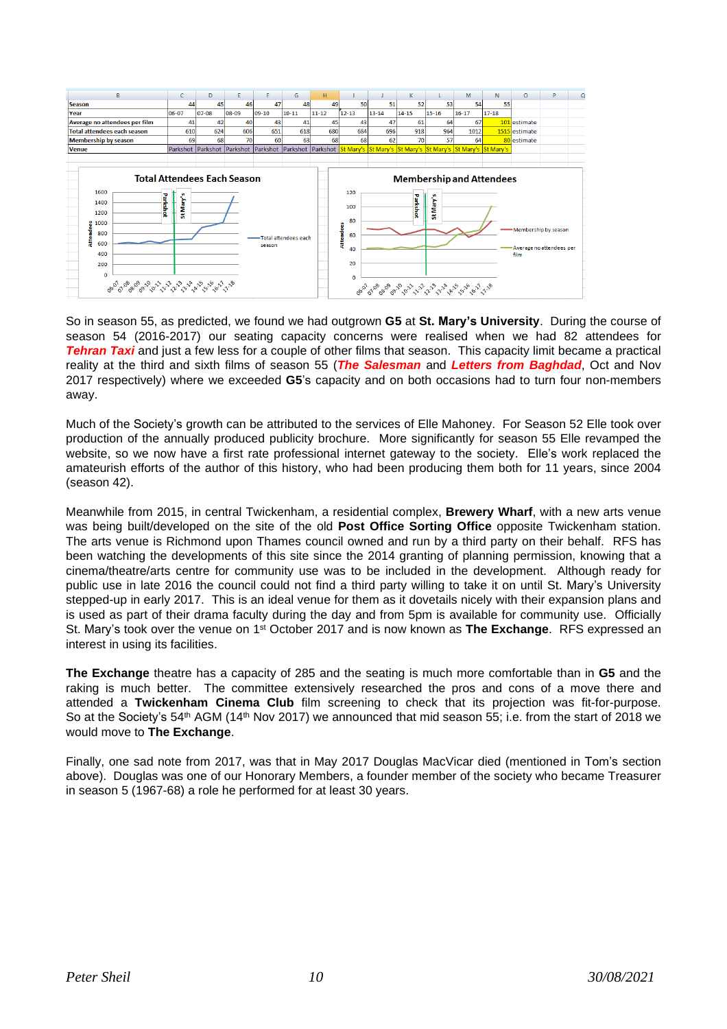| B | C | D | E | F | G | H | I | J | K | L | M | N | O |
|---|---|---|---|---|---|---|---|---|---|---|---|---|---|
| Season | 44 | 45 | 46 | 47 | 48 | 49 | 50 | 51 | 52 | 53 | 54 | 55 | |
| Year | 06-07 | 07-08 | 08-09 | 09-10 | 10-11 | 11-12 | 12-13 | 13-14 | 14-15 | 15-16 | 16-17 | 17-18 | |
| Average no attendees per film | 41 | 42 | 40 | 43 | 41 | 45 | 43 | 47 | 61 | 64 | 67 | 101 | estimate |
| Total attendees each season | 610 | 624 | 606 | 651 | 618 | 680 | 684 | 696 | 918 | 964 | 1012 | 1515 | estimate |
| Membership by season | 69 | 68 | 70 | 60 | 63 | 68 | 68 | 62 | 70 | 57 | 64 | 80 | estimate |
| Venue | Parkshot | Parkshot | Parkshot | Parkshot | Parkshot | Parkshot | St Mary's | St Mary's | St Mary's | St Mary's | St Mary's | St Mary's | |

So in season 55, as predicted, we found we had outgrown **G5** at **St. Mary's University**. During the course of season 54 (2016-2017) our seating capacity concerns were realised when we had 82 attendees for ***Tehran Taxi*** and just a few less for a couple of other films that season. This capacity limit became a practical reality at the third and sixth films of season 55 (***The Salesman*** and ***Letters from Baghdad***, Oct and Nov 2017 respectively) where we exceeded **G5**'s capacity and on both occasions had to turn four non-members away.

Much of the Society's growth can be attributed to the services of Elle Mahoney. For Season 52 Elle took over production of the annually produced publicity brochure. More significantly for season 55 Elle revamped the website, so we now have a first rate professional internet gateway to the society. Elle's work replaced the amateurish efforts of the author of this history, who had been producing them both for 11 years, since 2004 (season 42).

Meanwhile from 2015, in central Twickenham, a residential complex, **Brewery Wharf**, with a new arts venue was being built/developed on the site of the old **Post Office Sorting Office** opposite Twickenham station. The arts venue is Richmond upon Thames council owned and run by a third party on their behalf. RFS has been watching the developments of this site since the 2014 granting of planning permission, knowing that a cinema/theatre/arts centre for community use was to be included in the development. Although ready for public use in late 2016 the council could not find a third party willing to take it on until St. Mary's University stepped-up in early 2017. This is an ideal venue for them as it dovetails nicely with their expansion plans and is used as part of their drama faculty during the day and from 5pm is available for community use. Officially St. Mary's took over the venue on 1st October 2017 and is now known as **The Exchange**. RFS expressed an interest in using its facilities.

**The Exchange** theatre has a capacity of 285 and the seating is much more comfortable than in **G5** and the raking is much better. The committee extensively researched the pros and cons of a move there and attended a **Twickenham Cinema Club** film screening to check that its projection was fit-for-purpose. So at the Society's 54th AGM (14th Nov 2017) we announced that mid season 55; i.e. from the start of 2018 we would move to **The Exchange**.

Finally, one sad note from 2017, was that in May 2017 Douglas MacVicar died (mentioned in Tom's section above). Douglas was one of our Honorary Members, a founder member of the society who became Treasurer in season 5 (1967-68) a role he performed for at least 30 years.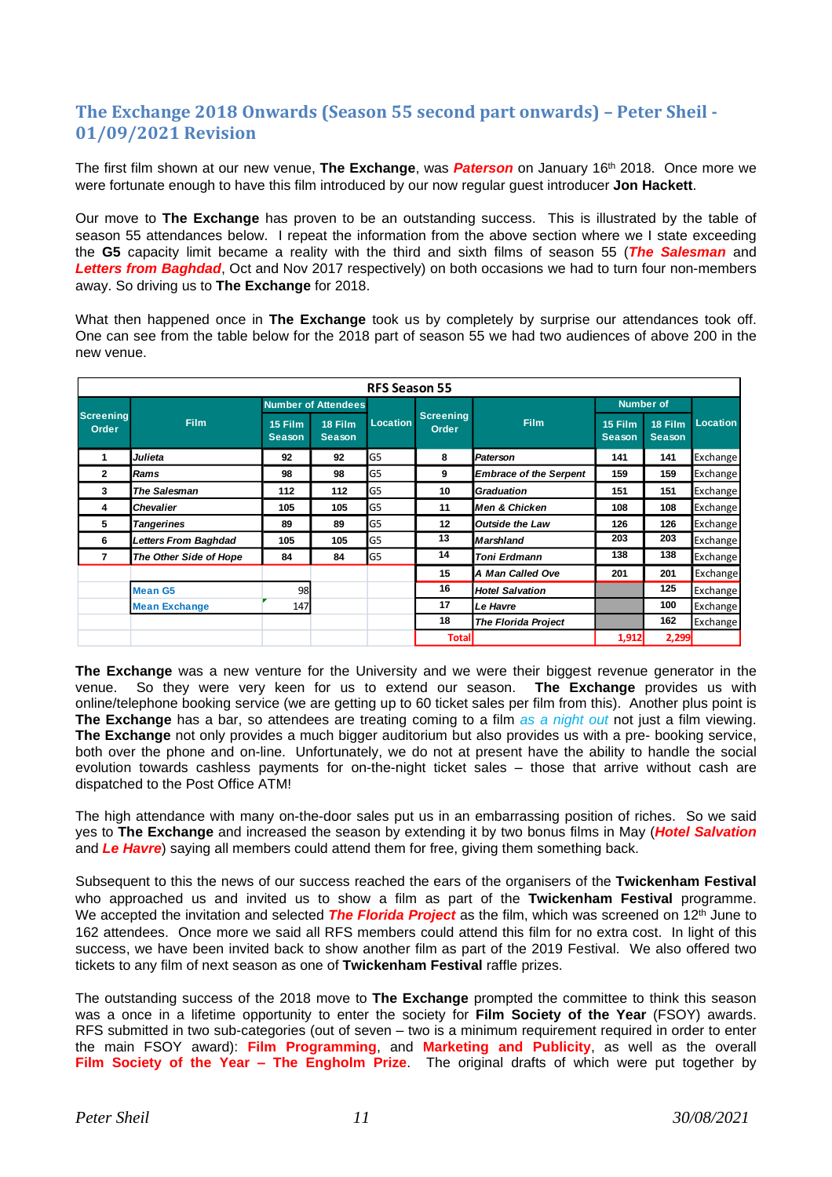## The Exchange 2018 Onwards (Season 55 second part onwards) – Peter Sheil - 01/09/2021 Revision

The first film shown at our new venue, **The Exchange**, was ***Paterson*** on January 16th 2018. Once more we were fortunate enough to have this film introduced by our now regular guest introducer **Jon Hackett**.

Our move to **The Exchange** has proven to be an outstanding success. This is illustrated by the table of season 55 attendances below. I repeat the information from the above section where we I state exceeding the **G5** capacity limit became a reality with the third and sixth films of season 55 (***The Salesman*** and ***Letters from Baghdad***, Oct and Nov 2017 respectively) on both occasions we had to turn four non-members away. So driving us to **The Exchange** for 2018.

What then happened once in **The Exchange** took us by completely by surprise our attendances took off. One can see from the table below for the 2018 part of season 55 we had two audiences of above 200 in the new venue.

| RFS Season 55 | | | | | | | | | |
|---|---|---|---|---|---|---|---|---|---|
| Screening Order | Film | Number of Attendees | | Location | Screening Order | Film | Number of | | Location |
| | | 15 Film Season | 18 Film Season | | | | 15 Film Season | 18 Film Season | |
| 1 | *Julieta* | 92 | 92 | G5 | 8 | *Paterson* | 141 | 141 | Exchange |
| 2 | *Rams* | 98 | 98 | G5 | 9 | *Embrace of the Serpent* | 159 | 159 | Exchange |
| 3 | *The Salesman* | 112 | 112 | G5 | 10 | *Graduation* | 151 | 151 | Exchange |
| 4 | *Chevalier* | 105 | 105 | G5 | 11 | *Men & Chicken* | 108 | 108 | Exchange |
| 5 | *Tangerines* | 89 | 89 | G5 | 12 | *Outside the Law* | 126 | 126 | Exchange |
| 6 | *Letters From Baghdad* | 105 | 105 | G5 | 13 | *Marshland* | 203 | 203 | Exchange |
| 7 | *The Other Side of Hope* | 84 | 84 | G5 | 14 | *Toni Erdmann* | 138 | 138 | Exchange |
| | | | | | 15 | *A Man Called Ove* | 201 | 201 | Exchange |
| | Mean G5 | 98 | | | 16 | *Hotel Salvation* | | 125 | Exchange |
| | Mean Exchange | 147 | | | 17 | *Le Havre* | | 100 | Exchange |
| | | | | | 18 | *The Florida Project* | | 162 | Exchange |
| | | | | | Total | | 1,912 | 2,299 | |

**The Exchange** was a new venture for the University and we were their biggest revenue generator in the venue. So they were very keen for us to extend our season. **The Exchange** provides us with online/telephone booking service (we are getting up to 60 ticket sales per film from this). Another plus point is **The Exchange** has a bar, so attendees are treating coming to a film *as a night out* not just a film viewing. **The Exchange** not only provides a much bigger auditorium but also provides us with a pre- booking service, both over the phone and on-line. Unfortunately, we do not at present have the ability to handle the social evolution towards cashless payments for on-the-night ticket sales – those that arrive without cash are dispatched to the Post Office ATM!

The high attendance with many on-the-door sales put us in an embarrassing position of riches. So we said yes to **The Exchange** and increased the season by extending it by two bonus films in May (***Hotel Salvation*** and ***Le Havre***) saying all members could attend them for free, giving them something back.

Subsequent to this the news of our success reached the ears of the organisers of the **Twickenham Festival** who approached us and invited us to show a film as part of the **Twickenham Festival** programme. We accepted the invitation and selected ***The Florida Project*** as the film, which was screened on 12th June to 162 attendees. Once more we said all RFS members could attend this film for no extra cost. In light of this success, we have been invited back to show another film as part of the 2019 Festival. We also offered two tickets to any film of next season as one of **Twickenham Festival** raffle prizes.

The outstanding success of the 2018 move to **The Exchange** prompted the committee to think this season was a once in a lifetime opportunity to enter the society for **Film Society of the Year** (FSOY) awards. RFS submitted in two sub-categories (out of seven – two is a minimum requirement required in order to enter the main FSOY award): **Film Programming**, and **Marketing and Publicity**, as well as the overall **Film Society of the Year – The Engholm Prize**. The original drafts of which were put together by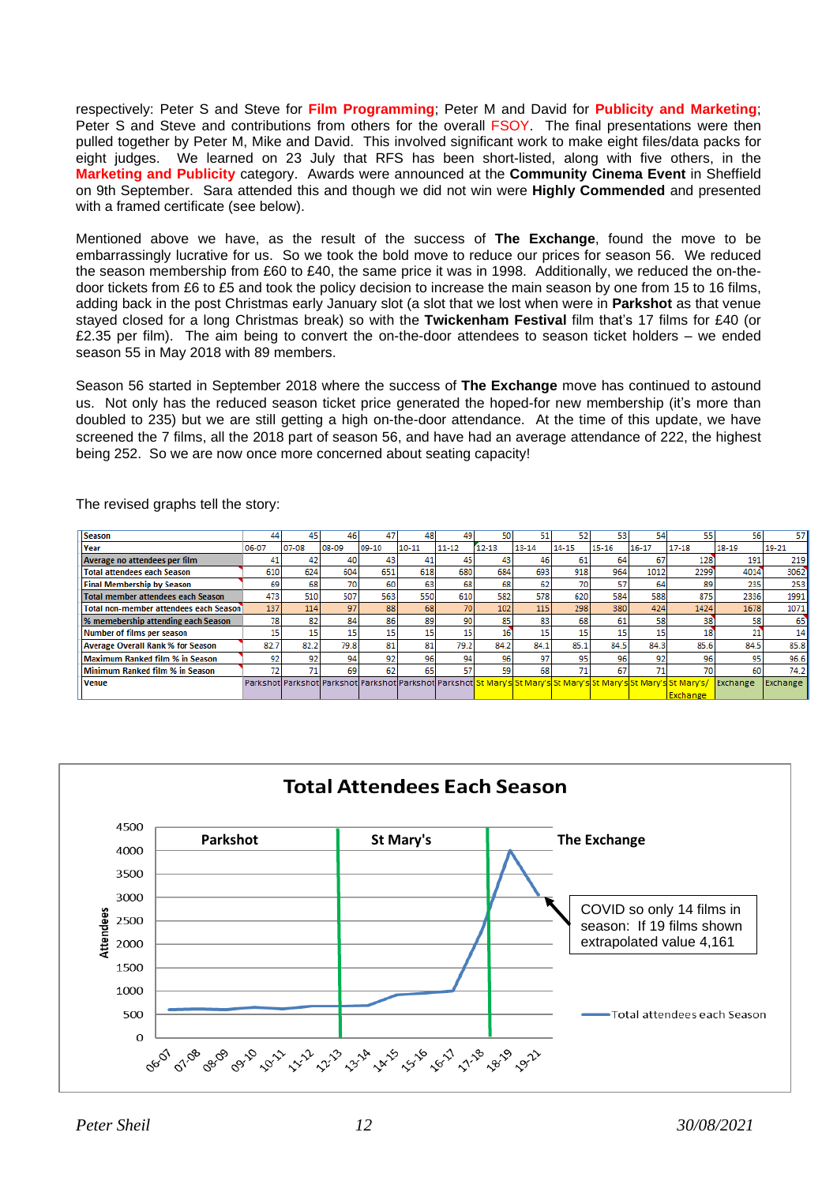respectively: Peter S and Steve for **Film Programming**; Peter M and David for **Publicity and Marketing**; Peter S and Steve and contributions from others for the overall FSOY. The final presentations were then pulled together by Peter M, Mike and David. This involved significant work to make eight files/data packs for eight judges. We learned on 23 July that RFS has been short-listed, along with five others, in the **Marketing and Publicity** category. Awards were announced at the **Community Cinema Event** in Sheffield on 9th September. Sara attended this and though we did not win were **Highly Commended** and presented with a framed certificate (see below).

Mentioned above we have, as the result of the success of **The Exchange**, found the move to be embarrassingly lucrative for us. So we took the bold move to reduce our prices for season 56. We reduced the season membership from £60 to £40, the same price it was in 1998. Additionally, we reduced the on-the-door tickets from £6 to £5 and took the policy decision to increase the main season by one from 15 to 16 films, adding back in the post Christmas early January slot (a slot that we lost when were in **Parkshot** as that venue stayed closed for a long Christmas break) so with the **Twickenham Festival** film that's 17 films for £40 (or £2.35 per film). The aim being to convert the on-the-door attendees to season ticket holders – we ended season 55 in May 2018 with 89 members.

Season 56 started in September 2018 where the success of **The Exchange** move has continued to astound us. Not only has the reduced season ticket price generated the hoped-for new membership (it's more than doubled to 235) but we are still getting a high on-the-door attendance. At the time of this update, we have screened the 7 films, all the 2018 part of season 56, and have had an average attendance of 222, the highest being 252. So we are now once more concerned about seating capacity!

The revised graphs tell the story:

| Season | 44 | 45 | 46 | 47 | 48 | 49 | 50 | 51 | 52 | 53 | 54 | 55 | 56 | 57 |
|---|---|---|---|---|---|---|---|---|---|---|---|---|---|---|
| Year | 06-07 | 07-08 | 08-09 | 09-10 | 10-11 | 11-12 | 12-13 | 13-14 | 14-15 | 15-16 | 16-17 | 17-18 | 18-19 | 19-21 |
| Average no attendees per film | 41 | 42 | 40 | 43 | 41 | 45 | 43 | 46 | 61 | 64 | 67 | 128 | 191 | 219 |
| Total attendees each Season | 610 | 624 | 604 | 651 | 618 | 680 | 684 | 693 | 918 | 964 | 1012 | 2299 | 4014 | 3062 |
| Final Membership by Season | 69 | 68 | 70 | 60 | 63 | 68 | 68 | 62 | 70 | 57 | 64 | 89 | 235 | 253 |
| Total member attendees each Season | 473 | 510 | 507 | 563 | 550 | 610 | 582 | 578 | 620 | 584 | 588 | 875 | 2336 | 1991 |
| Total non-member attendees each Season | 137 | 114 | 97 | 88 | 68 | 70 | 102 | 115 | 298 | 380 | 424 | 1424 | 1678 | 1071 |
| % memebership attending each Season | 78 | 82 | 84 | 86 | 89 | 90 | 85 | 83 | 68 | 61 | 58 | 38 | 58 | 65 |
| Number of films per season | 15 | 15 | 15 | 15 | 15 | 15 | 16 | 15 | 15 | 15 | 15 | 18 | 21 | 14 |
| Average Overall Rank % for Season | 82.7 | 82.2 | 79.8 | 81 | 81 | 79.2 | 84.2 | 84.1 | 85.1 | 84.5 | 84.3 | 85.6 | 84.5 | 85.8 |
| Maximum Ranked film % in Season | 92 | 92 | 94 | 92 | 96 | 94 | 96 | 97 | 95 | 96 | 92 | 96 | 95 | 96.6 |
| Minimum Ranked film % in Season | 72 | 71 | 69 | 62 | 65 | 57 | 59 | 68 | 71 | 67 | 71 | 70 | 60 | 74.2 |
| Venue | Parkshot | Parkshot | Parkshot | Parkshot | Parkshot | Parkshot | St Mary's | St Mary's | St Mary's | St Mary's | St Mary's | St Mary's/ Exchange | Exchange | Exchange |

**Total Attendees Each Season**

Parkshot | St Mary's | The Exchange

COVID so only 14 films in season: If 19 films shown extrapolated value 4,161

Total attendees each Season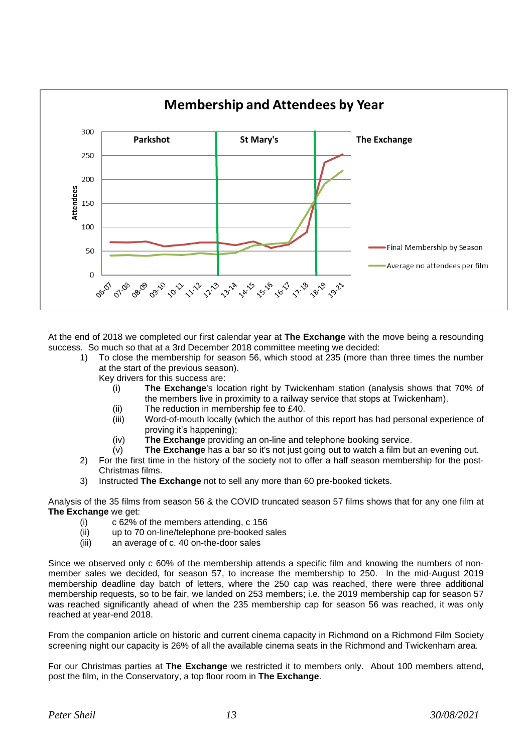**Membership and Attendees by Year**

At the end of 2018 we completed our first calendar year at **The Exchange** with the move being a resounding success. So much so that at a 3rd December 2018 committee meeting we decided:

1) To close the membership for season 56, which stood at 235 (more than three times the number at the start of the previous season).

   Key drivers for this success are:

   (i) **The Exchange**'s location right by Twickenham station (analysis shows that 70% of the members live in proximity to a railway service that stops at Twickenham).

   (ii) The reduction in membership fee to £40.

   (iii) Word-of-mouth locally (which the author of this report has had personal experience of proving it's happening);

   (iv) **The Exchange** providing an on-line and telephone booking service.

   (v) **The Exchange** has a bar so it's not just going out to watch a film but an evening out.

2) For the first time in the history of the society not to offer a half season membership for the post-Christmas films.

3) Instructed **The Exchange** not to sell any more than 60 pre-booked tickets.

Analysis of the 35 films from season 56 & the COVID truncated season 57 films shows that for any one film at **The Exchange** we get:

(i) c 62% of the members attending, c 156

(ii) up to 70 on-line/telephone pre-booked sales

(iii) an average of c. 40 on-the-door sales

Since we observed only c 60% of the membership attends a specific film and knowing the numbers of non-member sales we decided, for season 57, to increase the membership to 250. In the mid-August 2019 membership deadline day batch of letters, where the 250 cap was reached, there were three additional membership requests, so to be fair, we landed on 253 members; i.e. the 2019 membership cap for season 57 was reached significantly ahead of when the 235 membership cap for season 56 was reached, it was only reached at year-end 2018.

From the companion article on historic and current cinema capacity in Richmond on a Richmond Film Society screening night our capacity is 26% of all the available cinema seats in the Richmond and Twickenham area.

For our Christmas parties at **The Exchange** we restricted it to members only. About 100 members attend, post the film, in the Conservatory, a top floor room in **The Exchange**.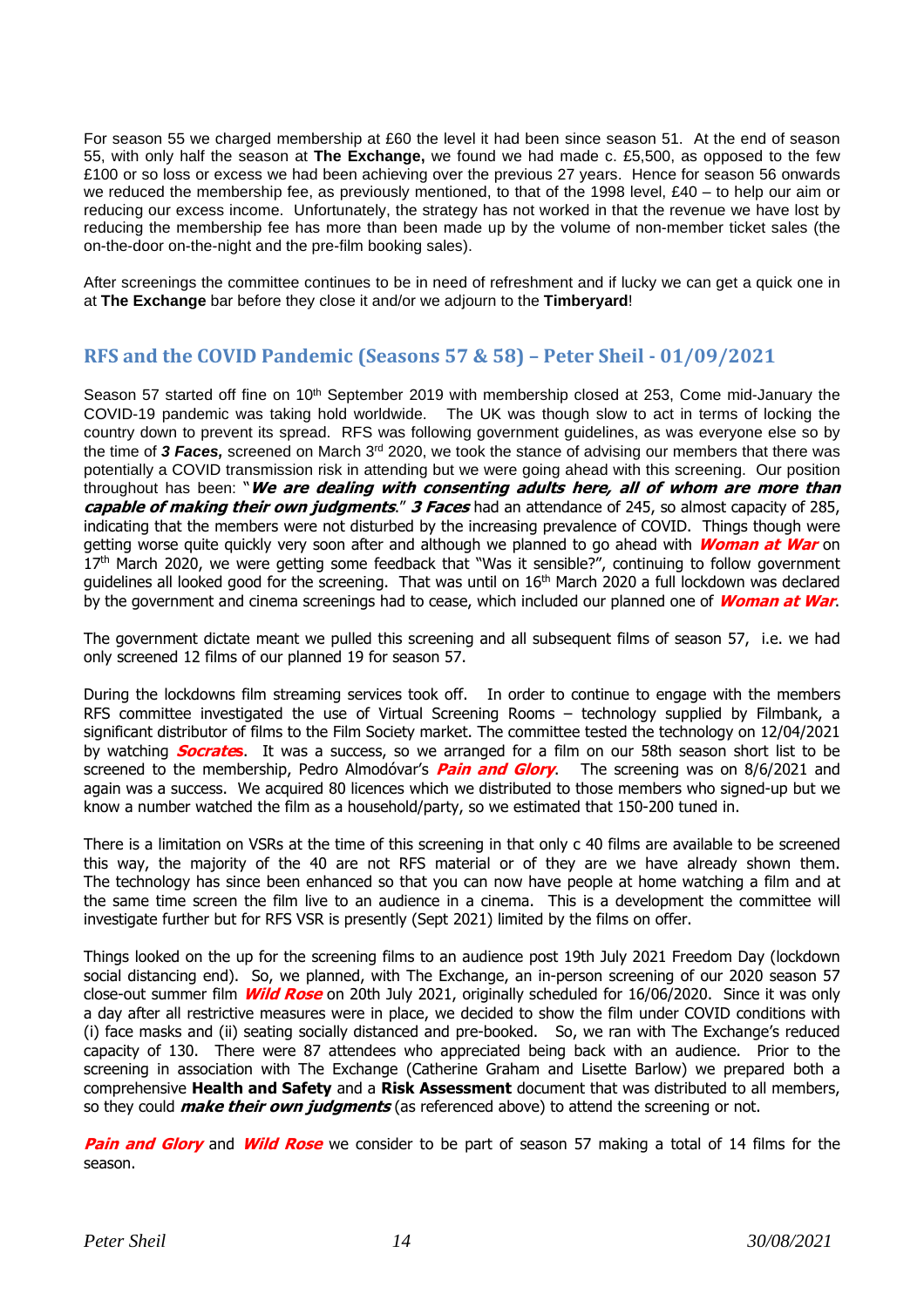For season 55 we charged membership at £60 the level it had been since season 51. At the end of season 55, with only half the season at **The Exchange,** we found we had made c. £5,500, as opposed to the few £100 or so loss or excess we had been achieving over the previous 27 years. Hence for season 56 onwards we reduced the membership fee, as previously mentioned, to that of the 1998 level, £40 – to help our aim or reducing our excess income. Unfortunately, the strategy has not worked in that the revenue we have lost by reducing the membership fee has more than been made up by the volume of non-member ticket sales (the on-the-door on-the-night and the pre-film booking sales).

After screenings the committee continues to be in need of refreshment and if lucky we can get a quick one in at **The Exchange** bar before they close it and/or we adjourn to the **Timberyard**!

## RFS and the COVID Pandemic (Seasons 57 & 58) – Peter Sheil - 01/09/2021

Season 57 started off fine on 10th September 2019 with membership closed at 253, Come mid-January the COVID-19 pandemic was taking hold worldwide. The UK was though slow to act in terms of locking the country down to prevent its spread. RFS was following government guidelines, as was everyone else so by the time of ***3 Faces***, screened on March 3rd 2020, we took the stance of advising our members that there was potentially a COVID transmission risk in attending but we were going ahead with this screening. Our position throughout has been: "***We are dealing with consenting adults here, all of whom are more than capable of making their own judgments***." ***3 Faces*** had an attendance of 245, so almost capacity of 285, indicating that the members were not disturbed by the increasing prevalence of COVID. Things though were getting worse quite quickly very soon after and although we planned to go ahead with ***Woman at War*** on 17th March 2020, we were getting some feedback that "Was it sensible?", continuing to follow government guidelines all looked good for the screening. That was until on 16th March 2020 a full lockdown was declared by the government and cinema screenings had to cease, which included our planned one of ***Woman at War***.

The government dictate meant we pulled this screening and all subsequent films of season 57, i.e. we had only screened 12 films of our planned 19 for season 57.

During the lockdowns film streaming services took off. In order to continue to engage with the members RFS committee investigated the use of Virtual Screening Rooms – technology supplied by Filmbank, a significant distributor of films to the Film Society market. The committee tested the technology on 12/04/2021 by watching ***Socrates***. It was a success, so we arranged for a film on our 58th season short list to be screened to the membership, Pedro Almodóvar's ***Pain and Glory***. The screening was on 8/6/2021 and again was a success. We acquired 80 licences which we distributed to those members who signed-up but we know a number watched the film as a household/party, so we estimated that 150-200 tuned in.

There is a limitation on VSRs at the time of this screening in that only c 40 films are available to be screened this way, the majority of the 40 are not RFS material or of they are we have already shown them. The technology has since been enhanced so that you can now have people at home watching a film and at the same time screen the film live to an audience in a cinema. This is a development the committee will investigate further but for RFS VSR is presently (Sept 2021) limited by the films on offer.

Things looked on the up for the screening films to an audience post 19th July 2021 Freedom Day (lockdown social distancing end). So, we planned, with The Exchange, an in-person screening of our 2020 season 57 close-out summer film ***Wild Rose*** on 20th July 2021, originally scheduled for 16/06/2020. Since it was only a day after all restrictive measures were in place, we decided to show the film under COVID conditions with (i) face masks and (ii) seating socially distanced and pre-booked. So, we ran with The Exchange's reduced capacity of 130. There were 87 attendees who appreciated being back with an audience. Prior to the screening in association with The Exchange (Catherine Graham and Lisette Barlow) we prepared both a comprehensive **Health and Safety** and a **Risk Assessment** document that was distributed to all members, so they could ***make their own judgments*** (as referenced above) to attend the screening or not.

***Pain and Glory*** and ***Wild Rose*** we consider to be part of season 57 making a total of 14 films for the season.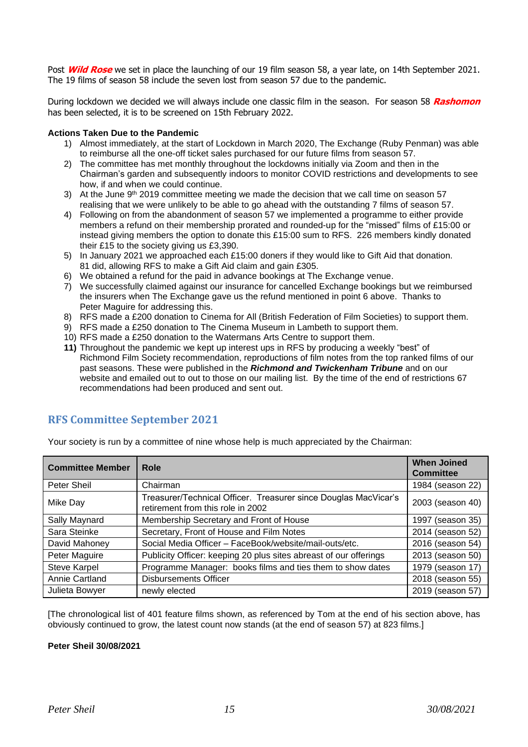Post ***Wild Rose*** we set in place the launching of our 19 film season 58, a year late, on 14th September 2021. The 19 films of season 58 include the seven lost from season 57 due to the pandemic.

During lockdown we decided we will always include one classic film in the season. For season 58 ***Rashomon*** has been selected, it is to be screened on 15th February 2022.

**Actions Taken Due to the Pandemic**

1) Almost immediately, at the start of Lockdown in March 2020, The Exchange (Ruby Penman) was able to reimburse all the one-off ticket sales purchased for our future films from season 57.
2) The committee has met monthly throughout the lockdowns initially via Zoom and then in the Chairman's garden and subsequently indoors to monitor COVID restrictions and developments to see how, if and when we could continue.
3) At the June 9th 2019 committee meeting we made the decision that we call time on season 57 realising that we were unlikely to be able to go ahead with the outstanding 7 films of season 57.
4) Following on from the abandonment of season 57 we implemented a programme to either provide members a refund on their membership prorated and rounded-up for the "missed" films of £15:00 or instead giving members the option to donate this £15:00 sum to RFS. 226 members kindly donated their £15 to the society giving us £3,390.
5) In January 2021 we approached each £15:00 doners if they would like to Gift Aid that donation. 81 did, allowing RFS to make a Gift Aid claim and gain £305.
6) We obtained a refund for the paid in advance bookings at The Exchange venue.
7) We successfully claimed against our insurance for cancelled Exchange bookings but we reimbursed the insurers when The Exchange gave us the refund mentioned in point 6 above. Thanks to Peter Maguire for addressing this.
8) RFS made a £200 donation to Cinema for All (British Federation of Film Societies) to support them.
9) RFS made a £250 donation to The Cinema Museum in Lambeth to support them.
10) RFS made a £250 donation to the Watermans Arts Centre to support them.
11) Throughout the pandemic we kept up interest ups in RFS by producing a weekly "best" of Richmond Film Society recommendation, reproductions of film notes from the top ranked films of our past seasons. These were published in the ***Richmond and Twickenham Tribune*** and on our website and emailed out to out to those on our mailing list. By the time of the end of restrictions 67 recommendations had been produced and sent out.

## RFS Committee September 2021

Your society is run by a committee of nine whose help is much appreciated by the Chairman:

| Committee Member | Role | When Joined Committee |
|---|---|---|
| Peter Sheil | Chairman | 1984 (season 22) |
| Mike Day | Treasurer/Technical Officer. Treasurer since Douglas MacVicar's retirement from this role in 2002 | 2003 (season 40) |
| Sally Maynard | Membership Secretary and Front of House | 1997 (season 35) |
| Sara Steinke | Secretary, Front of House and Film Notes | 2014 (season 52) |
| David Mahoney | Social Media Officer – FaceBook/website/mail-outs/etc. | 2016 (season 54) |
| Peter Maguire | Publicity Officer: keeping 20 plus sites abreast of our offerings | 2013 (season 50) |
| Steve Karpel | Programme Manager: books films and ties them to show dates | 1979 (season 17) |
| Annie Cartland | Disbursements Officer | 2018 (season 55) |
| Julieta Bowyer | newly elected | 2019 (season 57) |

[The chronological list of 401 feature films shown, as referenced by Tom at the end of his section above, has obviously continued to grow, the latest count now stands (at the end of season 57) at 823 films.]

**Peter Sheil 30/08/2021**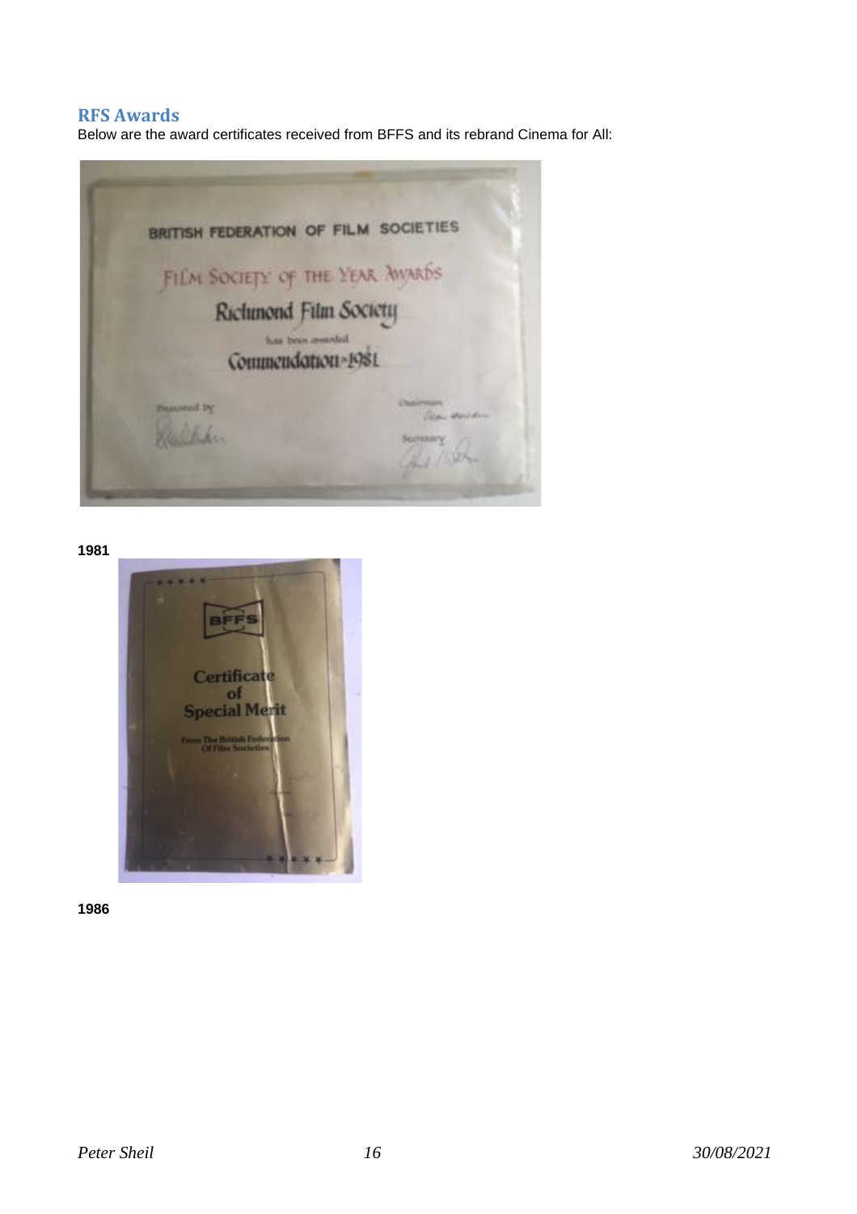## RFS Awards

Below are the award certificates received from BFFS and its rebrand Cinema for All:

BRITISH FEDERATION OF FILM SOCIETIES

FILM SOCIETY OF THE YEAR AWARDS

Richmond Film Society

has been awarded

Commendation 1981

Presented by

Chairman

Secretary

**1981**

BFFS

Certificate of Special Merit

From The British Federation Of Film Societies

**1986**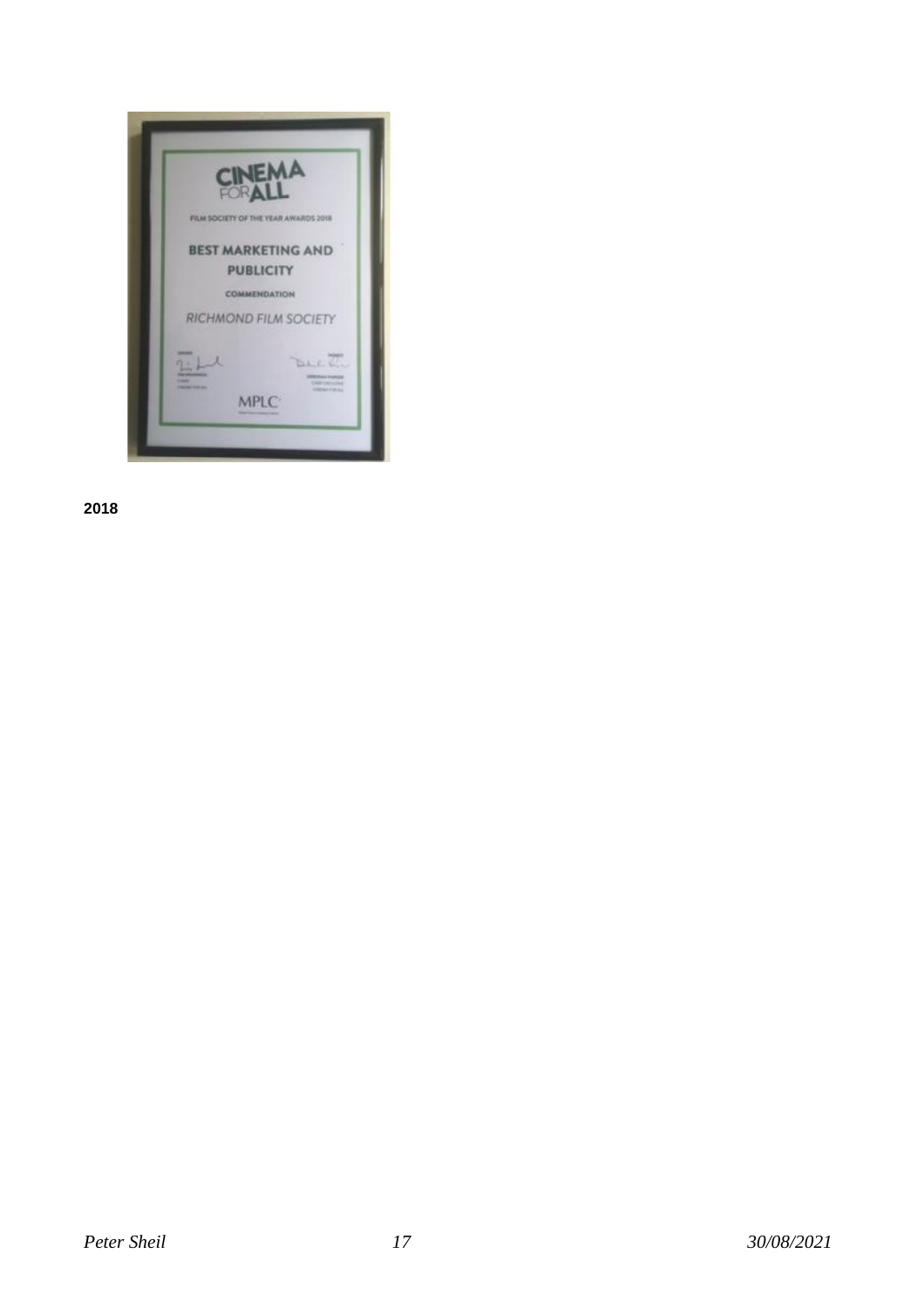**2018**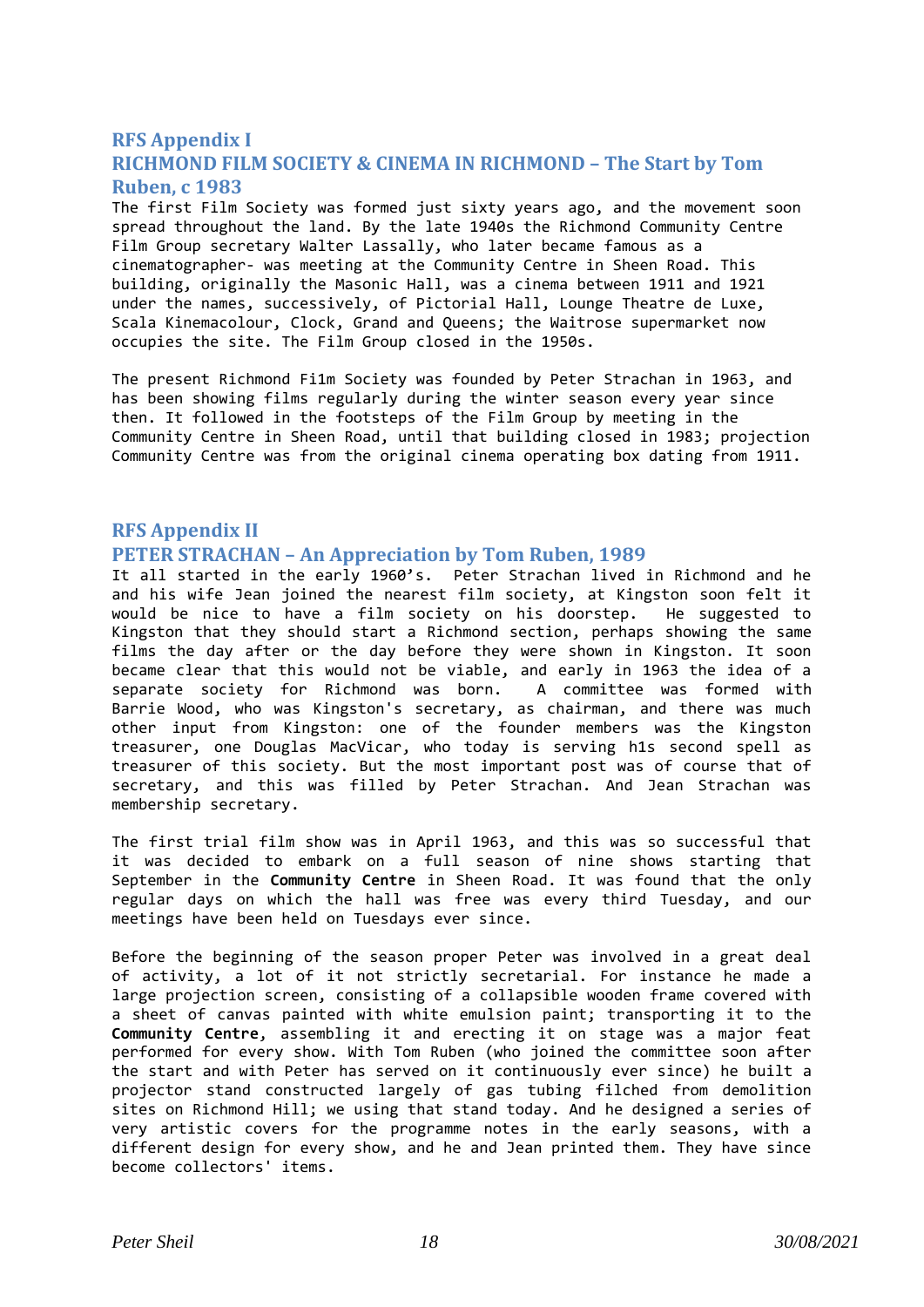## RFS Appendix I
## RICHMOND FILM SOCIETY & CINEMA IN RICHMOND – The Start by Tom Ruben, c 1983

The first Film Society was formed just sixty years ago, and the movement soon spread throughout the land. By the late 1940s the Richmond Community Centre Film Group secretary Walter Lassally, who later became famous as a cinematographer- was meeting at the Community Centre in Sheen Road. This building, originally the Masonic Hall, was a cinema between 1911 and 1921 under the names, successively, of Pictorial Hall, Lounge Theatre de Luxe, Scala Kinemacolour, Clock, Grand and Queens; the Waitrose supermarket now occupies the site. The Film Group closed in the 1950s.

The present Richmond Fi1m Society was founded by Peter Strachan in 1963, and has been showing films regularly during the winter season every year since then. It followed in the footsteps of the Film Group by meeting in the Community Centre in Sheen Road, until that building closed in 1983; projection Community Centre was from the original cinema operating box dating from 1911.

## RFS Appendix II
## PETER STRACHAN – An Appreciation by Tom Ruben, 1989

It all started in the early 1960's. Peter Strachan lived in Richmond and he and his wife Jean joined the nearest film society, at Kingston soon felt it would be nice to have a film society on his doorstep. He suggested to Kingston that they should start a Richmond section, perhaps showing the same films the day after or the day before they were shown in Kingston. It soon became clear that this would not be viable, and early in 1963 the idea of a separate society for Richmond was born. A committee was formed with Barrie Wood, who was Kingston's secretary, as chairman, and there was much other input from Kingston: one of the founder members was the Kingston treasurer, one Douglas MacVicar, who today is serving h1s second spell as treasurer of this society. But the most important post was of course that of secretary, and this was filled by Peter Strachan. And Jean Strachan was membership secretary.

The first trial film show was in April 1963, and this was so successful that it was decided to embark on a full season of nine shows starting that September in the **Community Centre** in Sheen Road. It was found that the only regular days on which the hall was free was every third Tuesday, and our meetings have been held on Tuesdays ever since.

Before the beginning of the season proper Peter was involved in a great deal of activity, a lot of it not strictly secretarial. For instance he made a large projection screen, consisting of a collapsible wooden frame covered with a sheet of canvas painted with white emulsion paint; transporting it to the **Community Centre**, assembling it and erecting it on stage was a major feat performed for every show. With Tom Ruben (who joined the committee soon after the start and with Peter has served on it continuously ever since) he built a projector stand constructed largely of gas tubing filched from demolition sites on Richmond Hill; we using that stand today. And he designed a series of very artistic covers for the programme notes in the early seasons, with a different design for every show, and he and Jean printed them. They have since become collectors' items.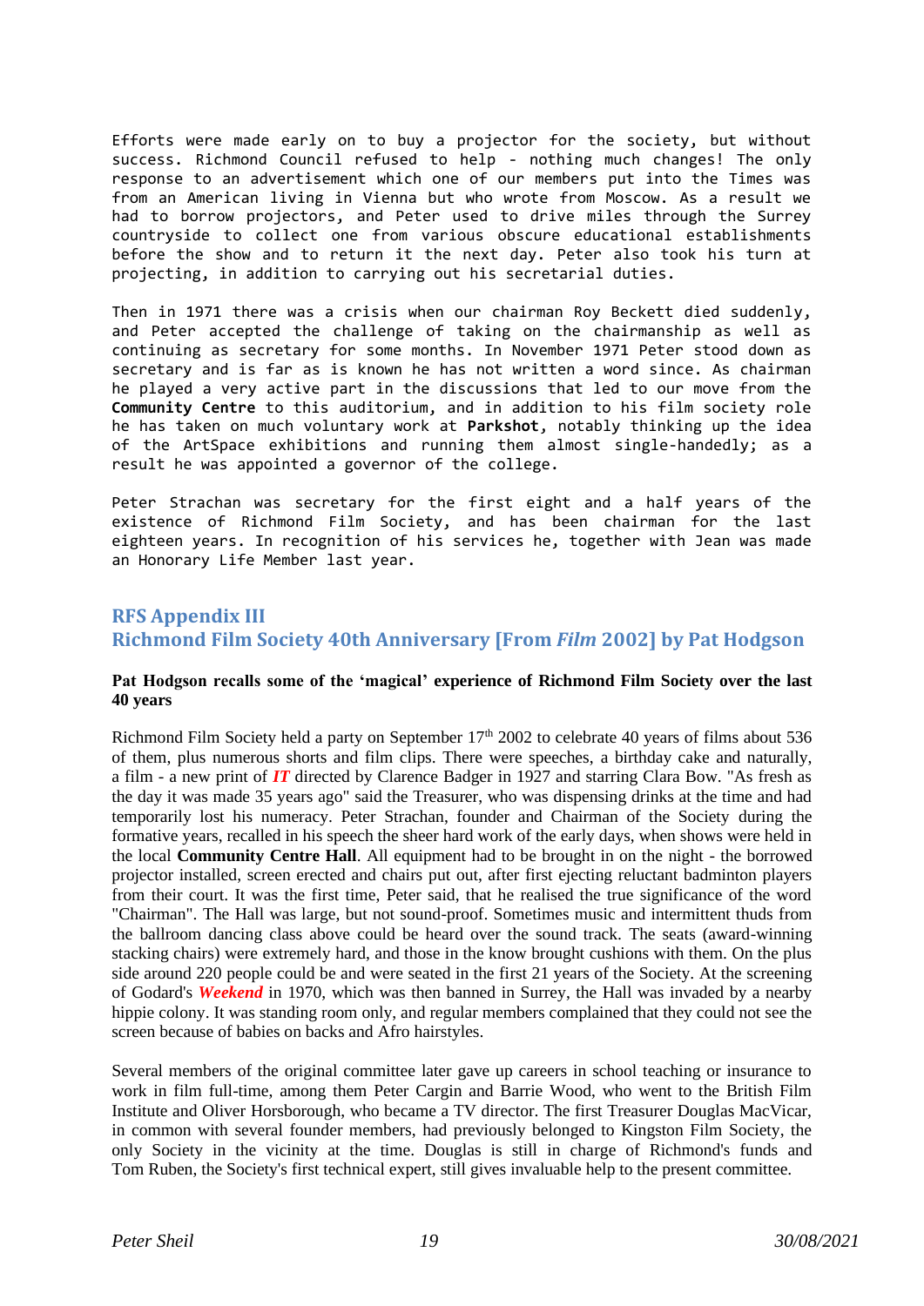Efforts were made early on to buy a projector for the society, but without success. Richmond Council refused to help - nothing much changes! The only response to an advertisement which one of our members put into the Times was from an American living in Vienna but who wrote from Moscow. As a result we had to borrow projectors, and Peter used to drive miles through the Surrey countryside to collect one from various obscure educational establishments before the show and to return it the next day. Peter also took his turn at projecting, in addition to carrying out his secretarial duties.

Then in 1971 there was a crisis when our chairman Roy Beckett died suddenly, and Peter accepted the challenge of taking on the chairmanship as well as continuing as secretary for some months. In November 1971 Peter stood down as secretary and is far as is known he has not written a word since. As chairman he played a very active part in the discussions that led to our move from the **Community Centre** to this auditorium, and in addition to his film society role he has taken on much voluntary work at **Parkshot**, notably thinking up the idea of the ArtSpace exhibitions and running them almost single-handedly; as a result he was appointed a governor of the college.

Peter Strachan was secretary for the first eight and a half years of the existence of Richmond Film Society, and has been chairman for the last eighteen years. In recognition of his services he, together with Jean was made an Honorary Life Member last year.

## RFS Appendix III
## Richmond Film Society 40th Anniversary [From *Film* 2002] by Pat Hodgson

**Pat Hodgson recalls some of the 'magical' experience of Richmond Film Society over the last 40 years**

Richmond Film Society held a party on September 17th 2002 to celebrate 40 years of films about 536 of them, plus numerous shorts and film clips. There were speeches, a birthday cake and naturally, a film - a new print of ***IT*** directed by Clarence Badger in 1927 and starring Clara Bow. "As fresh as the day it was made 35 years ago" said the Treasurer, who was dispensing drinks at the time and had temporarily lost his numeracy. Peter Strachan, founder and Chairman of the Society during the formative years, recalled in his speech the sheer hard work of the early days, when shows were held in the local **Community Centre Hall**. All equipment had to be brought in on the night - the borrowed projector installed, screen erected and chairs put out, after first ejecting reluctant badminton players from their court. It was the first time, Peter said, that he realised the true significance of the word "Chairman". The Hall was large, but not sound-proof. Sometimes music and intermittent thuds from the ballroom dancing class above could be heard over the sound track. The seats (award-winning stacking chairs) were extremely hard, and those in the know brought cushions with them. On the plus side around 220 people could be and were seated in the first 21 years of the Society. At the screening of Godard's ***Weekend*** in 1970, which was then banned in Surrey, the Hall was invaded by a nearby hippie colony. It was standing room only, and regular members complained that they could not see the screen because of babies on backs and Afro hairstyles.

Several members of the original committee later gave up careers in school teaching or insurance to work in film full-time, among them Peter Cargin and Barrie Wood, who went to the British Film Institute and Oliver Horsborough, who became a TV director. The first Treasurer Douglas MacVicar, in common with several founder members, had previously belonged to Kingston Film Society, the only Society in the vicinity at the time. Douglas is still in charge of Richmond's funds and Tom Ruben, the Society's first technical expert, still gives invaluable help to the present committee.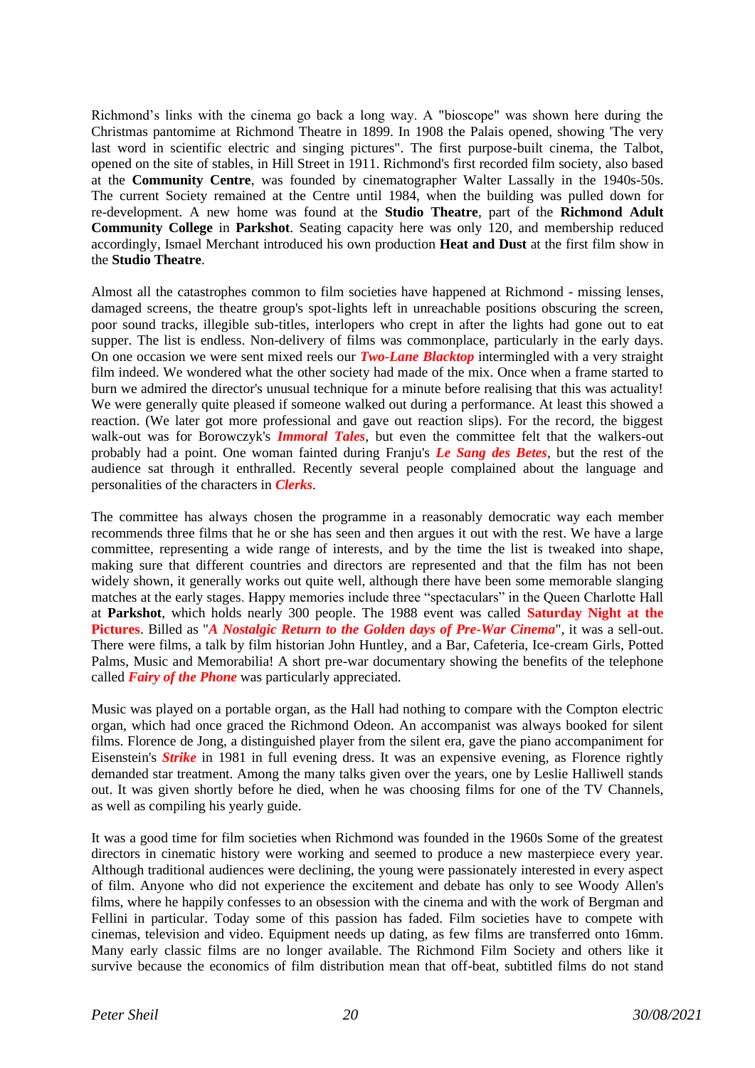Richmond's links with the cinema go back a long way. A "bioscope" was shown here during the Christmas pantomime at Richmond Theatre in 1899. In 1908 the Palais opened, showing 'The very last word in scientific electric and singing pictures". The first purpose-built cinema, the Talbot, opened on the site of stables, in Hill Street in 1911. Richmond's first recorded film society, also based at the **Community Centre**, was founded by cinematographer Walter Lassally in the 1940s-50s. The current Society remained at the Centre until 1984, when the building was pulled down for re-development. A new home was found at the **Studio Theatre**, part of the **Richmond Adult Community College** in **Parkshot**. Seating capacity here was only 120, and membership reduced accordingly, Ismael Merchant introduced his own production **Heat and Dust** at the first film show in the **Studio Theatre**.

Almost all the catastrophes common to film societies have happened at Richmond - missing lenses, damaged screens, the theatre group's spot-lights left in unreachable positions obscuring the screen, poor sound tracks, illegible sub-titles, interlopers who crept in after the lights had gone out to eat supper. The list is endless. Non-delivery of films was commonplace, particularly in the early days. On one occasion we were sent mixed reels our ***Two-Lane Blacktop*** intermingled with a very straight film indeed. We wondered what the other society had made of the mix. Once when a frame started to burn we admired the director's unusual technique for a minute before realising that this was actuality! We were generally quite pleased if someone walked out during a performance. At least this showed a reaction. (We later got more professional and gave out reaction slips). For the record, the biggest walk-out was for Borowczyk's ***Immoral Tales***, but even the committee felt that the walkers-out probably had a point. One woman fainted during Franju's ***Le Sang des Betes***, but the rest of the audience sat through it enthralled. Recently several people complained about the language and personalities of the characters in ***Clerks***.

The committee has always chosen the programme in a reasonably democratic way each member recommends three films that he or she has seen and then argues it out with the rest. We have a large committee, representing a wide range of interests, and by the time the list is tweaked into shape, making sure that different countries and directors are represented and that the film has not been widely shown, it generally works out quite well, although there have been some memorable slanging matches at the early stages. Happy memories include three "spectaculars" in the Queen Charlotte Hall at **Parkshot**, which holds nearly 300 people. The 1988 event was called **Saturday Night at the Pictures**. Billed as "***A Nostalgic Return to the Golden days of Pre-War Cinema***", it was a sell-out. There were films, a talk by film historian John Huntley, and a Bar, Cafeteria, Ice-cream Girls, Potted Palms, Music and Memorabilia! A short pre-war documentary showing the benefits of the telephone called ***Fairy of the Phone*** was particularly appreciated.

Music was played on a portable organ, as the Hall had nothing to compare with the Compton electric organ, which had once graced the Richmond Odeon. An accompanist was always booked for silent films. Florence de Jong, a distinguished player from the silent era, gave the piano accompaniment for Eisenstein's ***Strike*** in 1981 in full evening dress. It was an expensive evening, as Florence rightly demanded star treatment. Among the many talks given over the years, one by Leslie Halliwell stands out. It was given shortly before he died, when he was choosing films for one of the TV Channels, as well as compiling his yearly guide.

It was a good time for film societies when Richmond was founded in the 1960s Some of the greatest directors in cinematic history were working and seemed to produce a new masterpiece every year. Although traditional audiences were declining, the young were passionately interested in every aspect of film. Anyone who did not experience the excitement and debate has only to see Woody Allen's films, where he happily confesses to an obsession with the cinema and with the work of Bergman and Fellini in particular. Today some of this passion has faded. Film societies have to compete with cinemas, television and video. Equipment needs up dating, as few films are transferred onto 16mm. Many early classic films are no longer available. The Richmond Film Society and others like it survive because the economics of film distribution mean that off-beat, subtitled films do not stand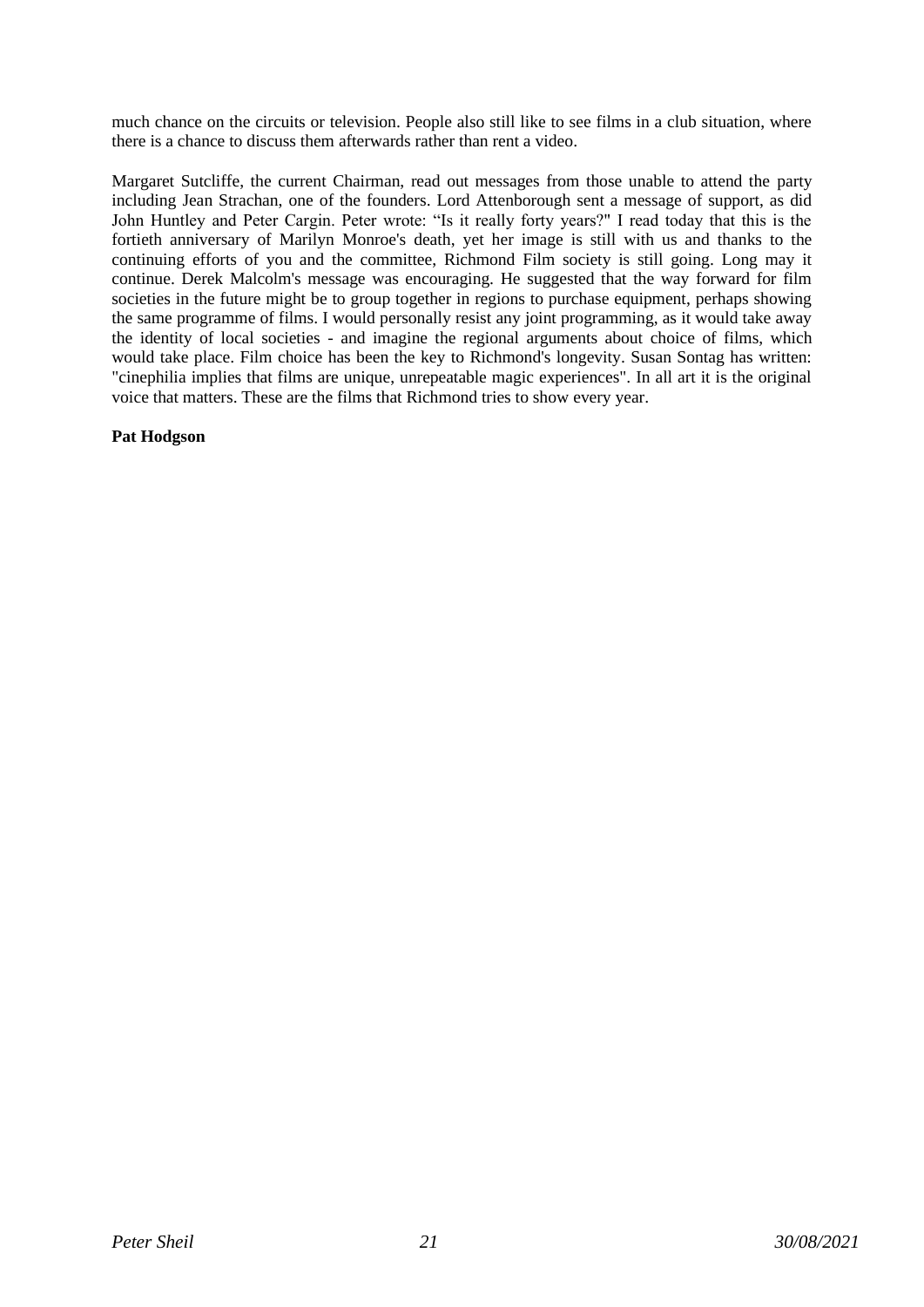much chance on the circuits or television. People also still like to see films in a club situation, where there is a chance to discuss them afterwards rather than rent a video.

Margaret Sutcliffe, the current Chairman, read out messages from those unable to attend the party including Jean Strachan, one of the founders. Lord Attenborough sent a message of support, as did John Huntley and Peter Cargin. Peter wrote: "Is it really forty years?" I read today that this is the fortieth anniversary of Marilyn Monroe's death, yet her image is still with us and thanks to the continuing efforts of you and the committee, Richmond Film society is still going. Long may it continue. Derek Malcolm's message was encouraging. He suggested that the way forward for film societies in the future might be to group together in regions to purchase equipment, perhaps showing the same programme of films. I would personally resist any joint programming, as it would take away the identity of local societies - and imagine the regional arguments about choice of films, which would take place. Film choice has been the key to Richmond's longevity. Susan Sontag has written: "cinephilia implies that films are unique, unrepeatable magic experiences". In all art it is the original voice that matters. These are the films that Richmond tries to show every year.

**Pat Hodgson**